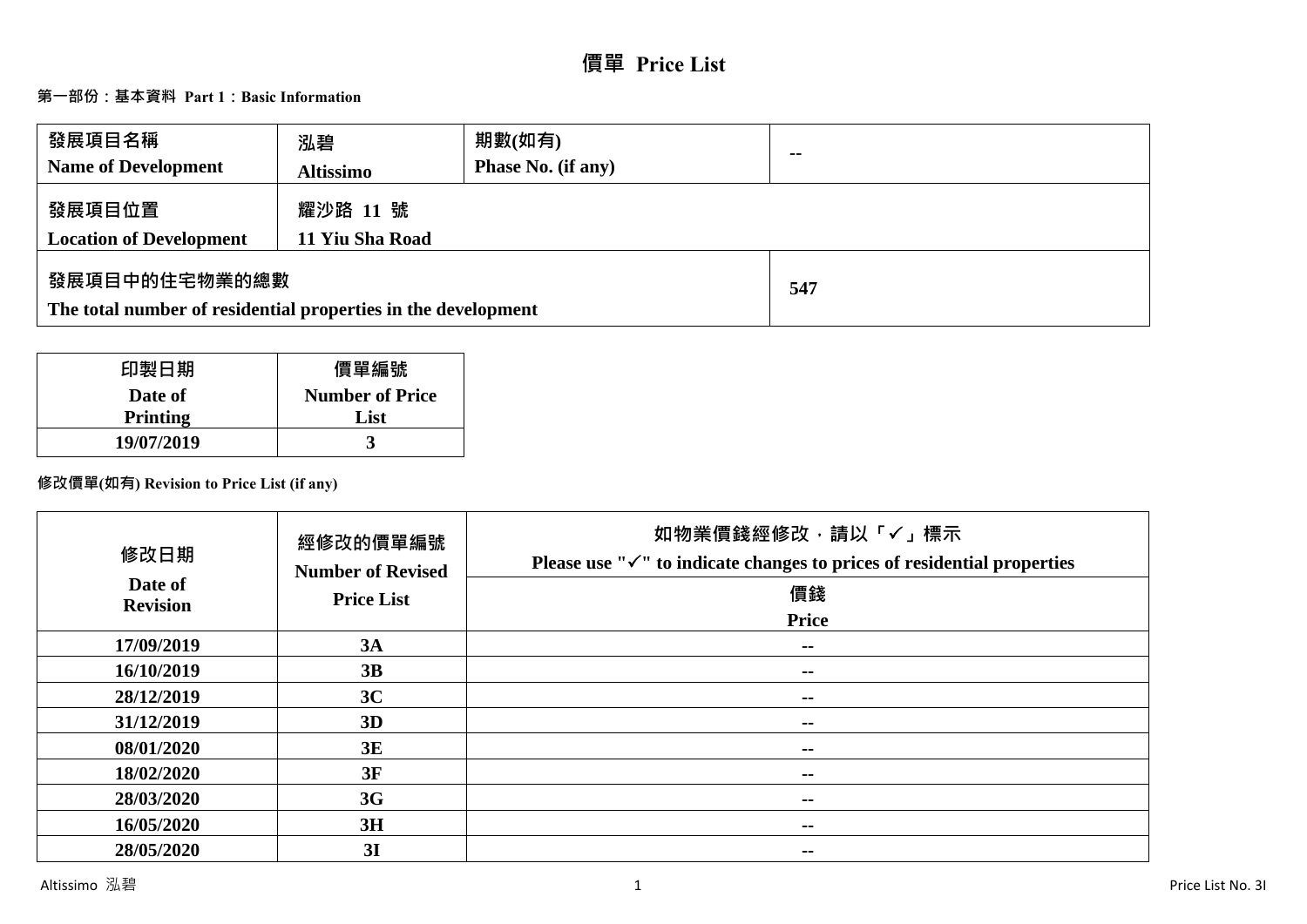# 價單 Price List

## 第一部份：基本資料 Part 1：Basic Information

| 發展項目名稱<br>Name of Development | 泓碧<br>Altissimo | 期數(如有)<br>Phase No. (if any) | -- |
|---|---|---|---|
| 發展項目位置<br>Location of Development | 耀沙路 11 號<br>11 Yiu Sha Road | | |
| 發展項目中的住宅物業的總數<br>The total number of residential properties in the development | | | 547 |

| 印製日期<br>Date of Printing | 價單編號<br>Number of Price List |
|---|---|
| 19/07/2019 | 3 |

### 修改價單(如有) Revision to Price List (if any)

| 修改日期<br>Date of Revision | 經修改的價單編號<br>Number of Revised Price List | 如物業價錢經修改，請以「✓」標示<br>Please use "✓" to indicate changes to prices of residential properties<br>價錢<br>Price |
|---|---|---|
| 17/09/2019 | 3A | -- |
| 16/10/2019 | 3B | -- |
| 28/12/2019 | 3C | -- |
| 31/12/2019 | 3D | -- |
| 08/01/2020 | 3E | -- |
| 18/02/2020 | 3F | -- |
| 28/03/2020 | 3G | -- |
| 16/05/2020 | 3H | -- |
| 28/05/2020 | 3I | -- |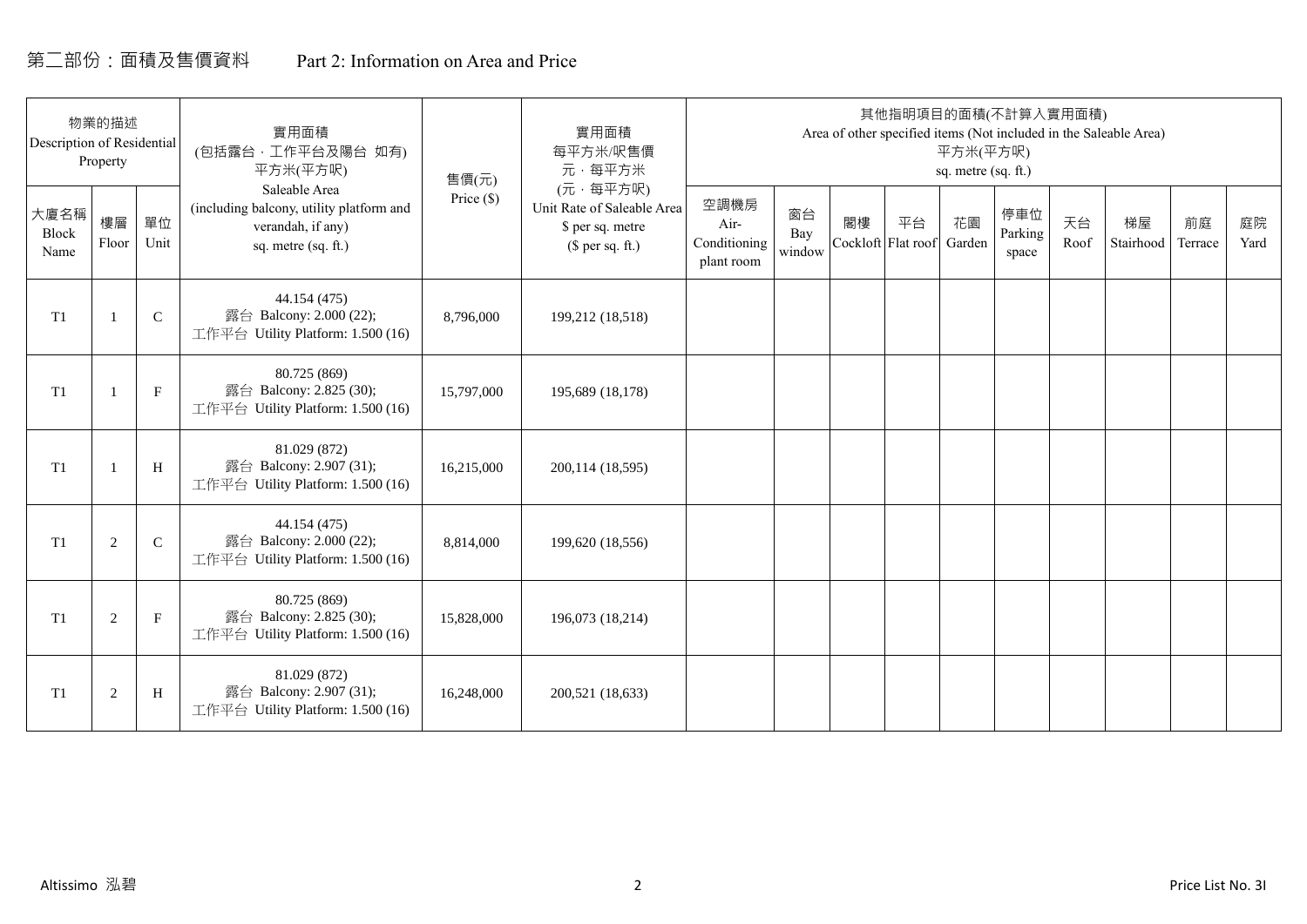# 第二部份：面積及售價資料　　Part 2: Information on Area and Price

| 物業的描述 Description of Residential Property | | | 實用面積 (包括露台，工作平台及陽台 如有) 平方米(平方呎) Saleable Area (including balcony, utility platform and verandah, if any) sq. metre (sq. ft.) | 售價(元) Price ($) | 實用面積 每平方米/呎售價 元，每平方米 (元，每平方呎) Unit Rate of Saleable Area $ per sq. metre ($ per sq. ft.) | 其他指明項目的面積(不計算入實用面積) Area of other specified items (Not included in the Saleable Area) 平方米(平方呎) sq. metre (sq. ft.) | | | | | | | | | |
|---|---|---|---|---|---|---|---|---|---|---|---|---|---|---|---|
| 大廈名稱 Block Name | 樓層 Floor | 單位 Unit | | | | 空調機房 Air-Conditioning plant room | 窗台 Bay window | 閣樓 Cockloft | 平台 Flat roof | 花園 Garden | 停車位 Parking space | 天台 Roof | 梯屋 Stairhood | 前庭 Terrace | 庭院 Yard |
| T1 | 1 | C | 44.154 (475) 露台 Balcony: 2.000 (22); 工作平台 Utility Platform: 1.500 (16) | 8,796,000 | 199,212 (18,518) | | | | | | | | | | |
| T1 | 1 | F | 80.725 (869) 露台 Balcony: 2.825 (30); 工作平台 Utility Platform: 1.500 (16) | 15,797,000 | 195,689 (18,178) | | | | | | | | | | |
| T1 | 1 | H | 81.029 (872) 露台 Balcony: 2.907 (31); 工作平台 Utility Platform: 1.500 (16) | 16,215,000 | 200,114 (18,595) | | | | | | | | | | |
| T1 | 2 | C | 44.154 (475) 露台 Balcony: 2.000 (22); 工作平台 Utility Platform: 1.500 (16) | 8,814,000 | 199,620 (18,556) | | | | | | | | | | |
| T1 | 2 | F | 80.725 (869) 露台 Balcony: 2.825 (30); 工作平台 Utility Platform: 1.500 (16) | 15,828,000 | 196,073 (18,214) | | | | | | | | | | |
| T1 | 2 | H | 81.029 (872) 露台 Balcony: 2.907 (31); 工作平台 Utility Platform: 1.500 (16) | 16,248,000 | 200,521 (18,633) | | | | | | | | | | |

Altissimo 泓碧　　Price List No. 3I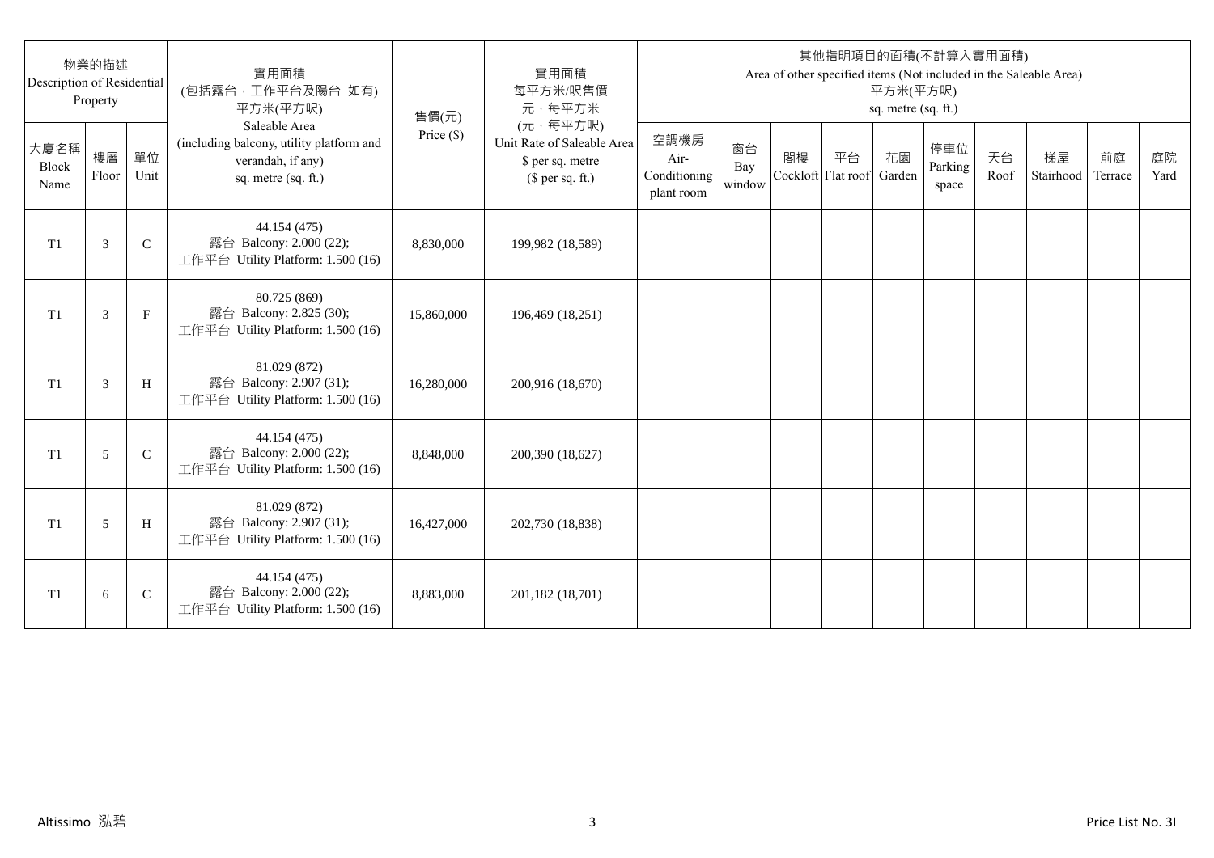| 物業的描述 Description of Residential Property | | | 實用面積 (包括露台，工作平台及陽台 如有) 平方米(平方呎) Saleable Area (including balcony, utility platform and verandah, if any) sq. metre (sq. ft.) | 售價(元) Price ($) | 實用面積 每平方米/呎售價 元，每平方米 (元，每平方呎) Unit Rate of Saleable Area $ per sq. metre ($ per sq. ft.) | 其他指明項目的面積(不計算入實用面積) Area of other specified items (Not included in the Saleable Area) 平方米(平方呎) sq. metre (sq. ft.) | | | | | | | | | |
|---|---|---|---|---|---|---|---|---|---|---|---|---|---|---|---|
| 大廈名稱 Block Name | 樓層 Floor | 單位 Unit | | | | 空調機房 Air-Conditioning plant room | 窗台 Bay window | 閣樓 Cockloft | 平台 Flat roof | 花園 Garden | 停車位 Parking space | 天台 Roof | 梯屋 Stairhood | 前庭 Terrace | 庭院 Yard |
| T1 | 3 | C | 44.154 (475) 露台 Balcony: 2.000 (22); 工作平台 Utility Platform: 1.500 (16) | 8,830,000 | 199,982 (18,589) | | | | | | | | | | |
| T1 | 3 | F | 80.725 (869) 露台 Balcony: 2.825 (30); 工作平台 Utility Platform: 1.500 (16) | 15,860,000 | 196,469 (18,251) | | | | | | | | | | |
| T1 | 3 | H | 81.029 (872) 露台 Balcony: 2.907 (31); 工作平台 Utility Platform: 1.500 (16) | 16,280,000 | 200,916 (18,670) | | | | | | | | | | |
| T1 | 5 | C | 44.154 (475) 露台 Balcony: 2.000 (22); 工作平台 Utility Platform: 1.500 (16) | 8,848,000 | 200,390 (18,627) | | | | | | | | | | |
| T1 | 5 | H | 81.029 (872) 露台 Balcony: 2.907 (31); 工作平台 Utility Platform: 1.500 (16) | 16,427,000 | 202,730 (18,838) | | | | | | | | | | |
| T1 | 6 | C | 44.154 (475) 露台 Balcony: 2.000 (22); 工作平台 Utility Platform: 1.500 (16) | 8,883,000 | 201,182 (18,701) | | | | | | | | | | |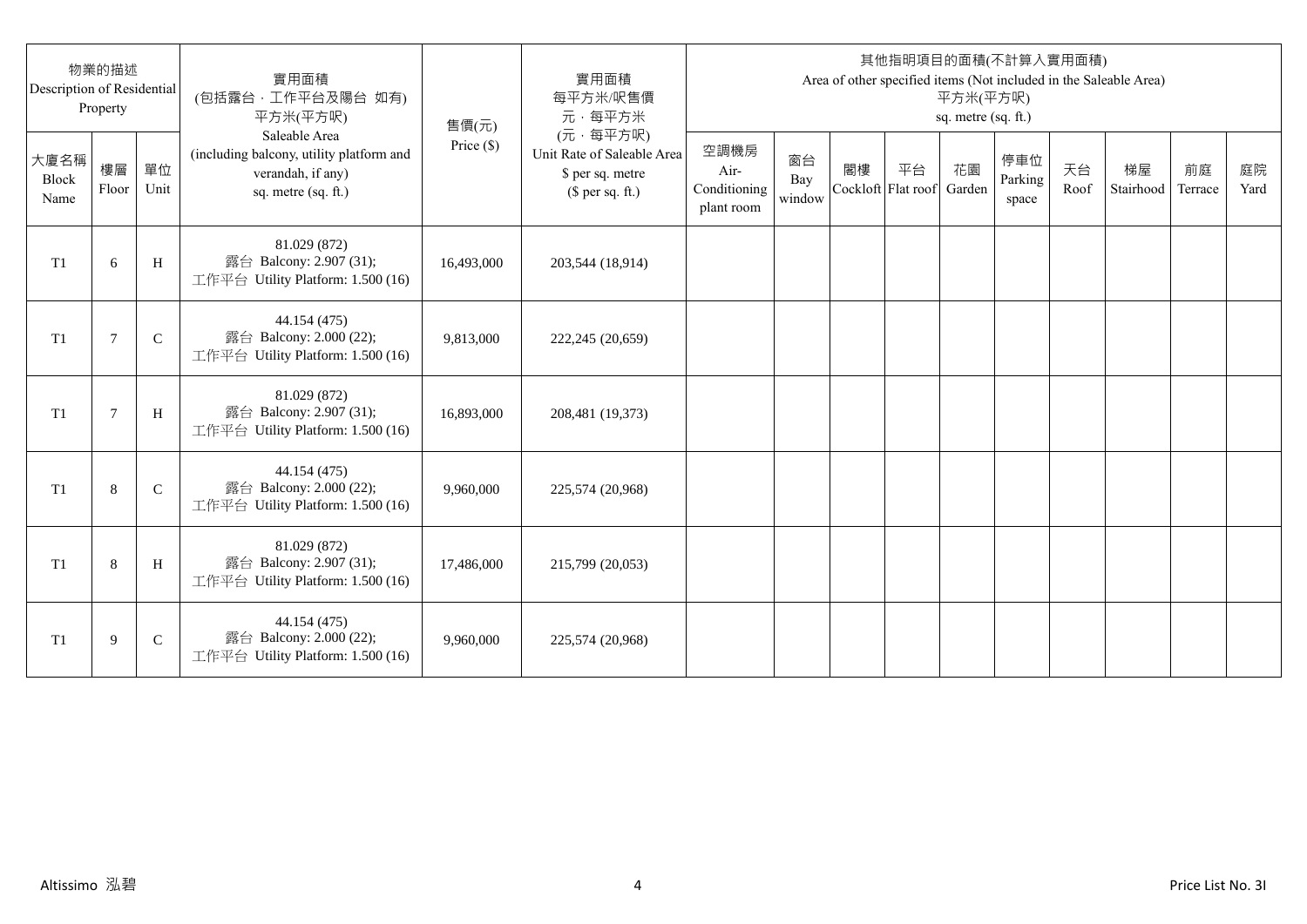| 物業的描述 Description of Residential Property | | | 實用面積 (包括露台，工作平台及陽台 如有) 平方米(平方呎) Saleable Area (including balcony, utility platform and verandah, if any) sq. metre (sq. ft.) | 售價(元) Price ($) | 實用面積 每平方米/呎售價 元，每平方米 (元，每平方呎) Unit Rate of Saleable Area $ per sq. metre ($ per sq. ft.) | 其他指明項目的面積(不計算入實用面積) Area of other specified items (Not included in the Saleable Area) 平方米(平方呎) sq. metre (sq. ft.) | | | | | | | | | |
|---|---|---|---|---|---|---|---|---|---|---|---|---|---|---|---|
| 大廈名稱 Block Name | 樓層 Floor | 單位 Unit | | | | 空調機房 Air-Conditioning plant room | 窗台 Bay window | 閣樓 Cockloft | 平台 Flat roof | 花園 Garden | 停車位 Parking space | 天台 Roof | 梯屋 Stairhood | 前庭 Terrace | 庭院 Yard |
| T1 | 6 | H | 81.029 (872) 露台 Balcony: 2.907 (31); 工作平台 Utility Platform: 1.500 (16) | 16,493,000 | 203,544 (18,914) | | | | | | | | | | |
| T1 | 7 | C | 44.154 (475) 露台 Balcony: 2.000 (22); 工作平台 Utility Platform: 1.500 (16) | 9,813,000 | 222,245 (20,659) | | | | | | | | | | |
| T1 | 7 | H | 81.029 (872) 露台 Balcony: 2.907 (31); 工作平台 Utility Platform: 1.500 (16) | 16,893,000 | 208,481 (19,373) | | | | | | | | | | |
| T1 | 8 | C | 44.154 (475) 露台 Balcony: 2.000 (22); 工作平台 Utility Platform: 1.500 (16) | 9,960,000 | 225,574 (20,968) | | | | | | | | | | |
| T1 | 8 | H | 81.029 (872) 露台 Balcony: 2.907 (31); 工作平台 Utility Platform: 1.500 (16) | 17,486,000 | 215,799 (20,053) | | | | | | | | | | |
| T1 | 9 | C | 44.154 (475) 露台 Balcony: 2.000 (22); 工作平台 Utility Platform: 1.500 (16) | 9,960,000 | 225,574 (20,968) | | | | | | | | | | |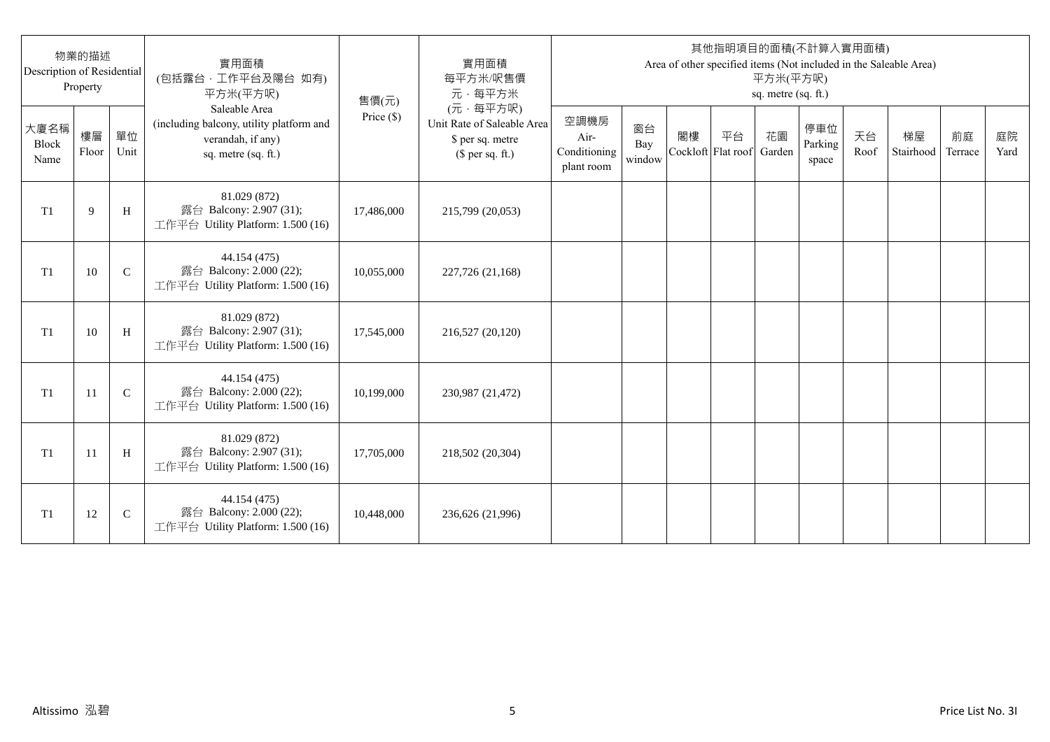| 物業的描述 Description of Residential Property | | | 實用面積 (包括露台．工作平台及陽台 如有) 平方米(平方呎) Saleable Area (including balcony, utility platform and verandah, if any) sq. metre (sq. ft.) | 售價(元) Price ($) | 實用面積 每平方米/呎售價 元．每平方米 (元．每平方呎) Unit Rate of Saleable Area $ per sq. metre ($ per sq. ft.) | 其他指明項目的面積(不計算入實用面積) Area of other specified items (Not included in the Saleable Area) 平方米(平方呎) sq. metre (sq. ft.) | | | | | | | | | |
|---|---|---|---|---|---|---|---|---|---|---|---|---|---|---|---|
| 大廈名稱 Block Name | 樓層 Floor | 單位 Unit | | | | 空調機房 Air-Conditioning plant room | 窗台 Bay window | 閣樓 Cockloft | 平台 Flat roof | 花園 Garden | 停車位 Parking space | 天台 Roof | 梯屋 Stairhood | 前庭 Terrace | 庭院 Yard |
| T1 | 9 | H | 81.029 (872) 露台 Balcony: 2.907 (31); 工作平台 Utility Platform: 1.500 (16) | 17,486,000 | 215,799 (20,053) | | | | | | | | | | |
| T1 | 10 | C | 44.154 (475) 露台 Balcony: 2.000 (22); 工作平台 Utility Platform: 1.500 (16) | 10,055,000 | 227,726 (21,168) | | | | | | | | | | |
| T1 | 10 | H | 81.029 (872) 露台 Balcony: 2.907 (31); 工作平台 Utility Platform: 1.500 (16) | 17,545,000 | 216,527 (20,120) | | | | | | | | | | |
| T1 | 11 | C | 44.154 (475) 露台 Balcony: 2.000 (22); 工作平台 Utility Platform: 1.500 (16) | 10,199,000 | 230,987 (21,472) | | | | | | | | | | |
| T1 | 11 | H | 81.029 (872) 露台 Balcony: 2.907 (31); 工作平台 Utility Platform: 1.500 (16) | 17,705,000 | 218,502 (20,304) | | | | | | | | | | |
| T1 | 12 | C | 44.154 (475) 露台 Balcony: 2.000 (22); 工作平台 Utility Platform: 1.500 (16) | 10,448,000 | 236,626 (21,996) | | | | | | | | | | |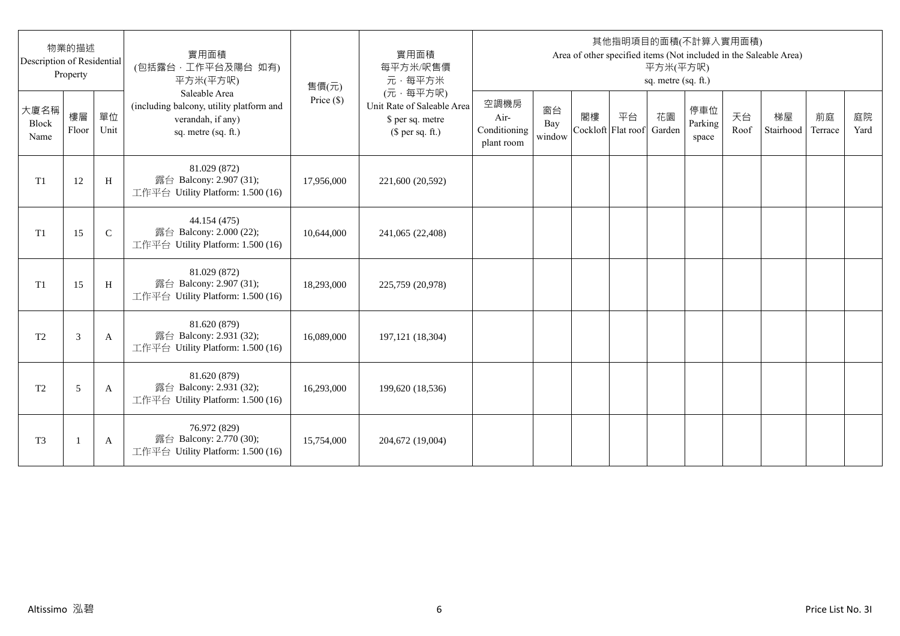| 物業的描述 Description of Residential Property | | | 實用面積 (包括露台，工作平台及陽台 如有) 平方米(平方呎) Saleable Area (including balcony, utility platform and verandah, if any) sq. metre (sq. ft.) | 售價(元) Price ($) | 實用面積 每平方米/呎售價 元，每平方米 (元，每平方呎) Unit Rate of Saleable Area $ per sq. metre ($ per sq. ft.) | 其他指明項目的面積(不計算入實用面積) Area of other specified items (Not included in the Saleable Area) 平方米(平方呎) sq. metre (sq. ft.) | | | | | | | | | |
|---|---|---|---|---|---|---|---|---|---|---|---|---|---|---|---|
| 大廈名稱 Block Name | 樓層 Floor | 單位 Unit | | | | 空調機房 Air-Conditioning plant room | 窗台 Bay window | 閣樓 Cockloft | 平台 Flat roof | 花園 Garden | 停車位 Parking space | 天台 Roof | 梯屋 Stairhood | 前庭 Terrace | 庭院 Yard |
| T1 | 12 | H | 81.029 (872) 露台 Balcony: 2.907 (31); 工作平台 Utility Platform: 1.500 (16) | 17,956,000 | 221,600 (20,592) | | | | | | | | | | |
| T1 | 15 | C | 44.154 (475) 露台 Balcony: 2.000 (22); 工作平台 Utility Platform: 1.500 (16) | 10,644,000 | 241,065 (22,408) | | | | | | | | | | |
| T1 | 15 | H | 81.029 (872) 露台 Balcony: 2.907 (31); 工作平台 Utility Platform: 1.500 (16) | 18,293,000 | 225,759 (20,978) | | | | | | | | | | |
| T2 | 3 | A | 81.620 (879) 露台 Balcony: 2.931 (32); 工作平台 Utility Platform: 1.500 (16) | 16,089,000 | 197,121 (18,304) | | | | | | | | | | |
| T2 | 5 | A | 81.620 (879) 露台 Balcony: 2.931 (32); 工作平台 Utility Platform: 1.500 (16) | 16,293,000 | 199,620 (18,536) | | | | | | | | | | |
| T3 | 1 | A | 76.972 (829) 露台 Balcony: 2.770 (30); 工作平台 Utility Platform: 1.500 (16) | 15,754,000 | 204,672 (19,004) | | | | | | | | | | |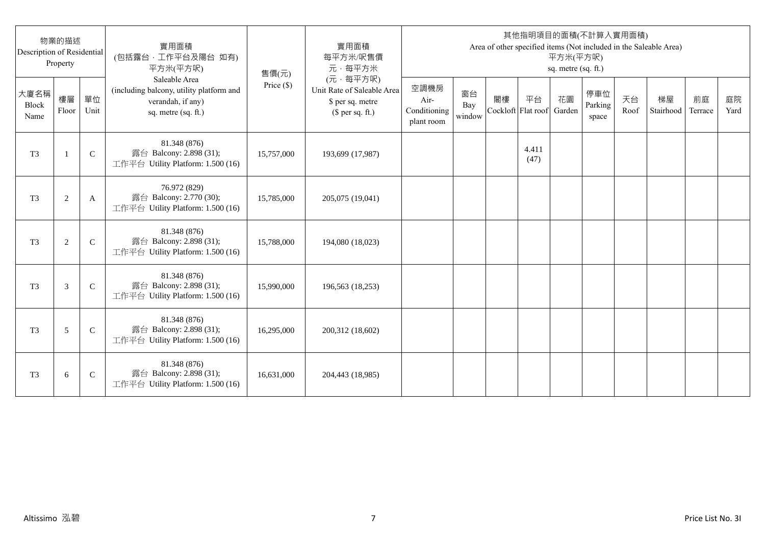| 物業的描述 Description of Residential Property | | | 實用面積 (包括露台，工作平台及陽台 如有) 平方米(平方呎) Saleable Area (including balcony, utility platform and verandah, if any) sq. metre (sq. ft.) | 售價(元) Price ($) | 實用面積 每平方米/呎售價 元，每平方米 (元，每平方呎) Unit Rate of Saleable Area $ per sq. metre ($ per sq. ft.) | 其他指明項目的面積(不計算入實用面積) Area of other specified items (Not included in the Saleable Area) 平方米(平方呎) sq. metre (sq. ft.) | | | | | | | | | |
|---|---|---|---|---|---|---|---|---|---|---|---|---|---|---|---|
| 大廈名稱 Block Name | 樓層 Floor | 單位 Unit | | | | 空調機房 Air-Conditioning plant room | 窗台 Bay window | 閣樓 Cockloft | 平台 Flat roof | 花園 Garden | 停車位 Parking space | 天台 Roof | 梯屋 Stairhood | 前庭 Terrace | 庭院 Yard |
| T3 | 1 | C | 81.348 (876) 露台 Balcony: 2.898 (31); 工作平台 Utility Platform: 1.500 (16) | 15,757,000 | 193,699 (17,987) | | | | 4.411 (47) | | | | | | |
| T3 | 2 | A | 76.972 (829) 露台 Balcony: 2.770 (30); 工作平台 Utility Platform: 1.500 (16) | 15,785,000 | 205,075 (19,041) | | | | | | | | | | |
| T3 | 2 | C | 81.348 (876) 露台 Balcony: 2.898 (31); 工作平台 Utility Platform: 1.500 (16) | 15,788,000 | 194,080 (18,023) | | | | | | | | | | |
| T3 | 3 | C | 81.348 (876) 露台 Balcony: 2.898 (31); 工作平台 Utility Platform: 1.500 (16) | 15,990,000 | 196,563 (18,253) | | | | | | | | | | |
| T3 | 5 | C | 81.348 (876) 露台 Balcony: 2.898 (31); 工作平台 Utility Platform: 1.500 (16) | 16,295,000 | 200,312 (18,602) | | | | | | | | | | |
| T3 | 6 | C | 81.348 (876) 露台 Balcony: 2.898 (31); 工作平台 Utility Platform: 1.500 (16) | 16,631,000 | 204,443 (18,985) | | | | | | | | | | |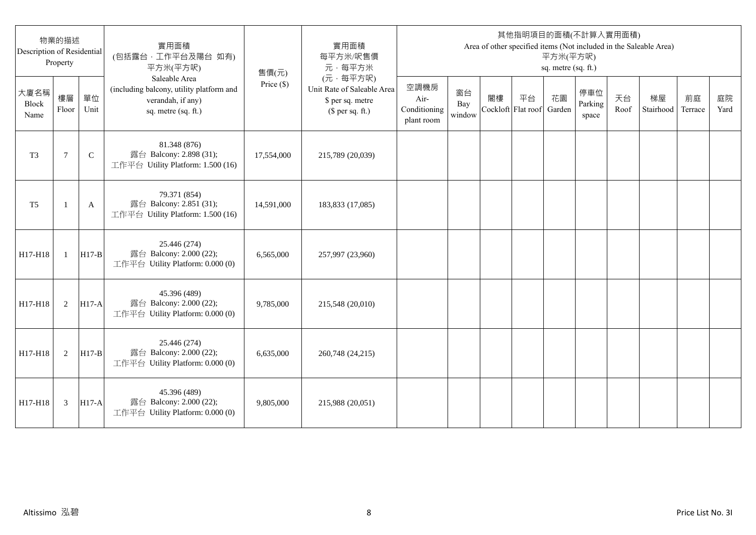| 物業的描述 Description of Residential Property | | | 實用面積 (包括露台，工作平台及陽台 如有) 平方米(平方呎) Saleable Area (including balcony, utility platform and verandah, if any) sq. metre (sq. ft.) | 售價(元) Price ($) | 實用面積 每平方米/呎售價 元，每平方米 (元，每平方呎) Unit Rate of Saleable Area $ per sq. metre ($ per sq. ft.) | 其他指明項目的面積(不計算入實用面積) Area of other specified items (Not included in the Saleable Area) 平方米(平方呎) sq. metre (sq. ft.) | | | | | | | | | |
|---|---|---|---|---|---|---|---|---|---|---|---|---|---|---|---|
| 大廈名稱 Block Name | 樓層 Floor | 單位 Unit | | | | 空調機房 Air-Conditioning plant room | 窗台 Bay window | 閣樓 Cockloft | 平台 Flat roof | 花園 Garden | 停車位 Parking space | 天台 Roof | 梯屋 Stairhood | 前庭 Terrace | 庭院 Yard |
| T3 | 7 | C | 81.348 (876) 露台 Balcony: 2.898 (31); 工作平台 Utility Platform: 1.500 (16) | 17,554,000 | 215,789 (20,039) | | | | | | | | | | |
| T5 | 1 | A | 79.371 (854) 露台 Balcony: 2.851 (31); 工作平台 Utility Platform: 1.500 (16) | 14,591,000 | 183,833 (17,085) | | | | | | | | | | |
| H17-H18 | 1 | H17-B | 25.446 (274) 露台 Balcony: 2.000 (22); 工作平台 Utility Platform: 0.000 (0) | 6,565,000 | 257,997 (23,960) | | | | | | | | | | |
| H17-H18 | 2 | H17-A | 45.396 (489) 露台 Balcony: 2.000 (22); 工作平台 Utility Platform: 0.000 (0) | 9,785,000 | 215,548 (20,010) | | | | | | | | | | |
| H17-H18 | 2 | H17-B | 25.446 (274) 露台 Balcony: 2.000 (22); 工作平台 Utility Platform: 0.000 (0) | 6,635,000 | 260,748 (24,215) | | | | | | | | | | |
| H17-H18 | 3 | H17-A | 45.396 (489) 露台 Balcony: 2.000 (22); 工作平台 Utility Platform: 0.000 (0) | 9,805,000 | 215,988 (20,051) | | | | | | | | | | |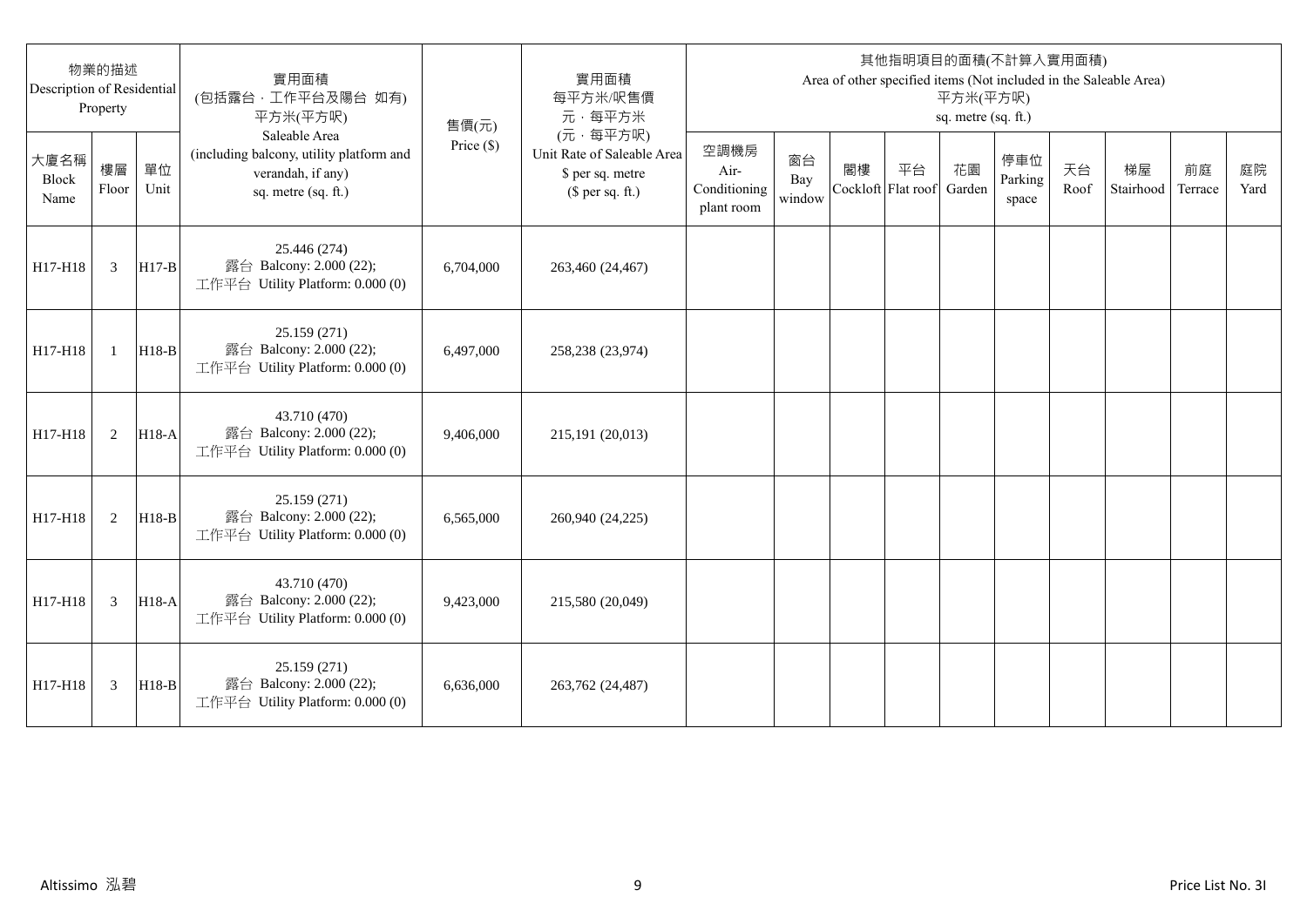| 物業的描述 Description of Residential Property | | | 實用面積 (包括露台，工作平台及陽台 如有) 平方米(平方呎) Saleable Area (including balcony, utility platform and verandah, if any) sq. metre (sq. ft.) | 售價(元) Price ($) | 實用面積 每平方米/呎售價 元，每平方米 (元，每平方呎) Unit Rate of Saleable Area $ per sq. metre ($ per sq. ft.) | 其他指明項目的面積(不計算入實用面積) Area of other specified items (Not included in the Saleable Area) 平方米(平方呎) sq. metre (sq. ft.) | | | | | | | | | |
|---|---|---|---|---|---|---|---|---|---|---|---|---|---|---|---|
| 大廈名稱 Block Name | 樓層 Floor | 單位 Unit | | | | 空調機房 Air-Conditioning plant room | 窗台 Bay window | 閣樓 Cockloft | 平台 Flat roof | 花園 Garden | 停車位 Parking space | 天台 Roof | 梯屋 Stairhood | 前庭 Terrace | 庭院 Yard |
| H17-H18 | 3 | H17-B | 25.446 (274) 露台 Balcony: 2.000 (22); 工作平台 Utility Platform: 0.000 (0) | 6,704,000 | 263,460 (24,467) | | | | | | | | | | |
| H17-H18 | 1 | H18-B | 25.159 (271) 露台 Balcony: 2.000 (22); 工作平台 Utility Platform: 0.000 (0) | 6,497,000 | 258,238 (23,974) | | | | | | | | | | |
| H17-H18 | 2 | H18-A | 43.710 (470) 露台 Balcony: 2.000 (22); 工作平台 Utility Platform: 0.000 (0) | 9,406,000 | 215,191 (20,013) | | | | | | | | | | |
| H17-H18 | 2 | H18-B | 25.159 (271) 露台 Balcony: 2.000 (22); 工作平台 Utility Platform: 0.000 (0) | 6,565,000 | 260,940 (24,225) | | | | | | | | | | |
| H17-H18 | 3 | H18-A | 43.710 (470) 露台 Balcony: 2.000 (22); 工作平台 Utility Platform: 0.000 (0) | 9,423,000 | 215,580 (20,049) | | | | | | | | | | |
| H17-H18 | 3 | H18-B | 25.159 (271) 露台 Balcony: 2.000 (22); 工作平台 Utility Platform: 0.000 (0) | 6,636,000 | 263,762 (24,487) | | | | | | | | | | |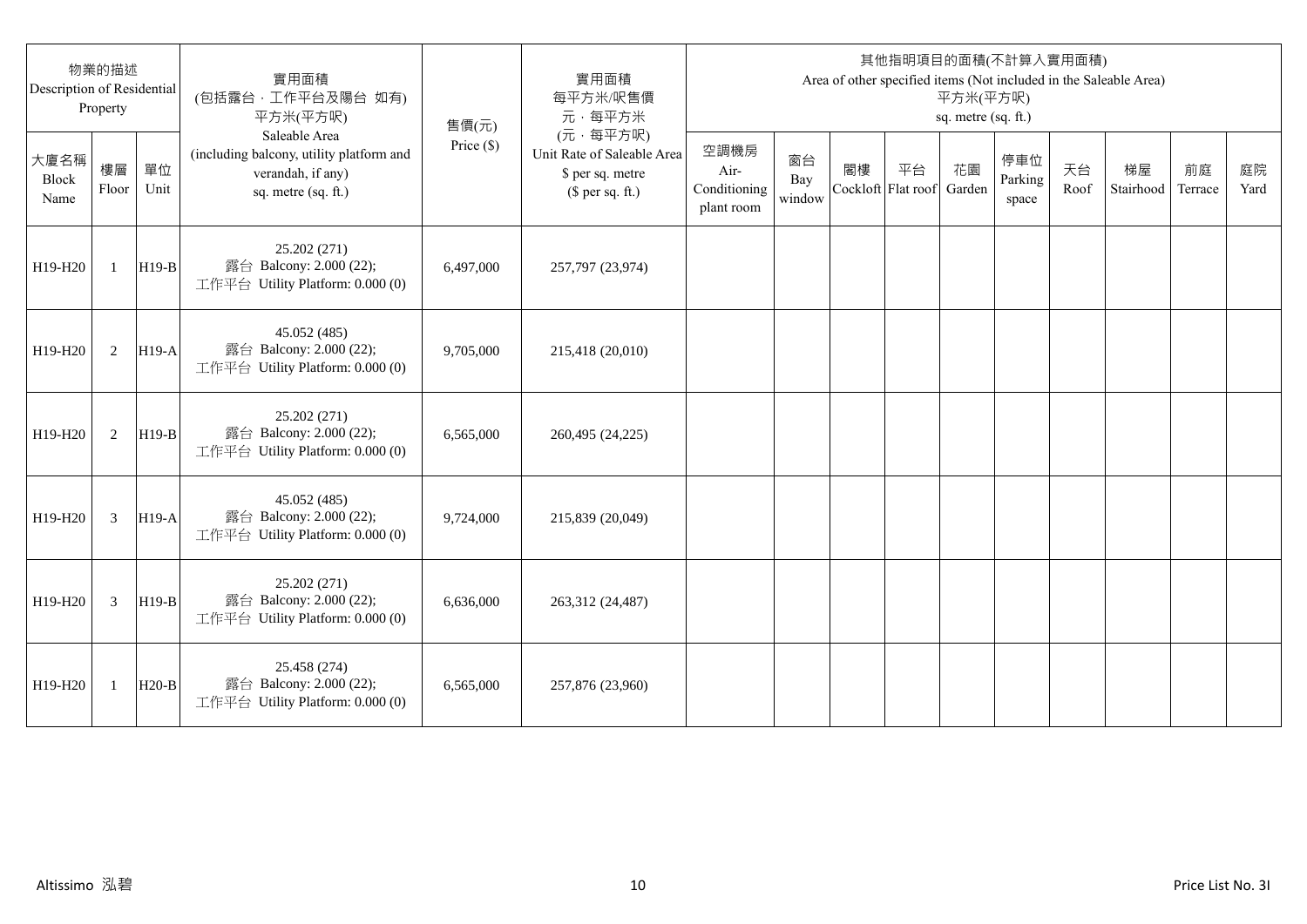| 物業的描述 Description of Residential Property | | | 實用面積 (包括露台，工作平台及陽台 如有) 平方米(平方呎) Saleable Area (including balcony, utility platform and verandah, if any) sq. metre (sq. ft.) | 售價(元) Price ($) | 實用面積 每平方米/呎售價 元，每平方米 (元，每平方呎) Unit Rate of Saleable Area $ per sq. metre ($ per sq. ft.) | 其他指明項目的面積(不計算入實用面積) Area of other specified items (Not included in the Saleable Area) 平方米(平方呎) sq. metre (sq. ft.) | | | | | | | | | |
|---|---|---|---|---|---|---|---|---|---|---|---|---|---|---|---|
| 大廈名稱 Block Name | 樓層 Floor | 單位 Unit | | | | 空調機房 Air-Conditioning plant room | 窗台 Bay window | 閣樓 Cockloft | 平台 Flat roof | 花園 Garden | 停車位 Parking space | 天台 Roof | 梯屋 Stairhood | 前庭 Terrace | 庭院 Yard |
| H19-H20 | 1 | H19-B | 25.202 (271) 露台 Balcony: 2.000 (22); 工作平台 Utility Platform: 0.000 (0) | 6,497,000 | 257,797 (23,974) | | | | | | | | | | |
| H19-H20 | 2 | H19-A | 45.052 (485) 露台 Balcony: 2.000 (22); 工作平台 Utility Platform: 0.000 (0) | 9,705,000 | 215,418 (20,010) | | | | | | | | | | |
| H19-H20 | 2 | H19-B | 25.202 (271) 露台 Balcony: 2.000 (22); 工作平台 Utility Platform: 0.000 (0) | 6,565,000 | 260,495 (24,225) | | | | | | | | | | |
| H19-H20 | 3 | H19-A | 45.052 (485) 露台 Balcony: 2.000 (22); 工作平台 Utility Platform: 0.000 (0) | 9,724,000 | 215,839 (20,049) | | | | | | | | | | |
| H19-H20 | 3 | H19-B | 25.202 (271) 露台 Balcony: 2.000 (22); 工作平台 Utility Platform: 0.000 (0) | 6,636,000 | 263,312 (24,487) | | | | | | | | | | |
| H19-H20 | 1 | H20-B | 25.458 (274) 露台 Balcony: 2.000 (22); 工作平台 Utility Platform: 0.000 (0) | 6,565,000 | 257,876 (23,960) | | | | | | | | | | |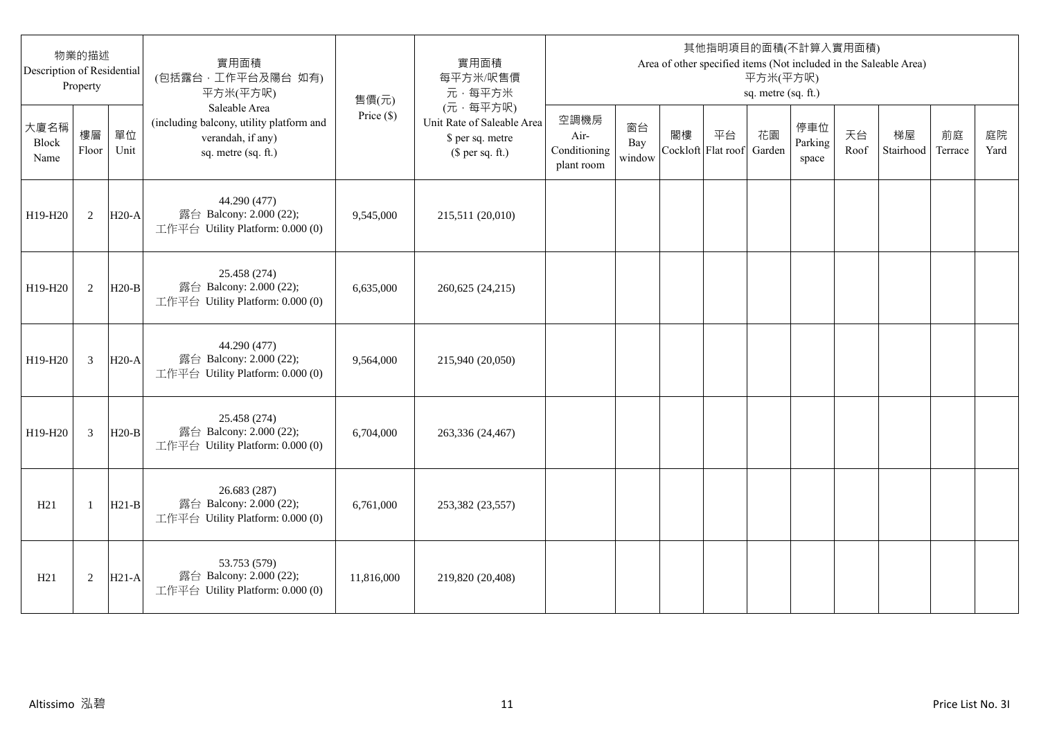| 物業的描述 Description of Residential Property | | | 實用面積 (包括露台．工作平台及陽台 如有) 平方米(平方呎) Saleable Area (including balcony, utility platform and verandah, if any) sq. metre (sq. ft.) | 售價(元) Price ($) | 實用面積 每平方米/呎售價 元．每平方米 (元．每平方呎) Unit Rate of Saleable Area $ per sq. metre ($ per sq. ft.) | 其他指明項目的面積(不計算入實用面積) Area of other specified items (Not included in the Saleable Area) 平方米(平方呎) sq. metre (sq. ft.) | | | | | | | | | |
|---|---|---|---|---|---|---|---|---|---|---|---|---|---|---|---|
| 大廈名稱 Block Name | 樓層 Floor | 單位 Unit | | | | 空調機房 Air-Conditioning plant room | 窗台 Bay window | 閣樓 Cockloft | 平台 Flat roof | 花園 Garden | 停車位 Parking space | 天台 Roof | 梯屋 Stairhood | 前庭 Terrace | 庭院 Yard |
| H19-H20 | 2 | H20-A | 44.290 (477) 露台 Balcony: 2.000 (22); 工作平台 Utility Platform: 0.000 (0) | 9,545,000 | 215,511 (20,010) | | | | | | | | | | |
| H19-H20 | 2 | H20-B | 25.458 (274) 露台 Balcony: 2.000 (22); 工作平台 Utility Platform: 0.000 (0) | 6,635,000 | 260,625 (24,215) | | | | | | | | | | |
| H19-H20 | 3 | H20-A | 44.290 (477) 露台 Balcony: 2.000 (22); 工作平台 Utility Platform: 0.000 (0) | 9,564,000 | 215,940 (20,050) | | | | | | | | | | |
| H19-H20 | 3 | H20-B | 25.458 (274) 露台 Balcony: 2.000 (22); 工作平台 Utility Platform: 0.000 (0) | 6,704,000 | 263,336 (24,467) | | | | | | | | | | |
| H21 | 1 | H21-B | 26.683 (287) 露台 Balcony: 2.000 (22); 工作平台 Utility Platform: 0.000 (0) | 6,761,000 | 253,382 (23,557) | | | | | | | | | | |
| H21 | 2 | H21-A | 53.753 (579) 露台 Balcony: 2.000 (22); 工作平台 Utility Platform: 0.000 (0) | 11,816,000 | 219,820 (20,408) | | | | | | | | | | |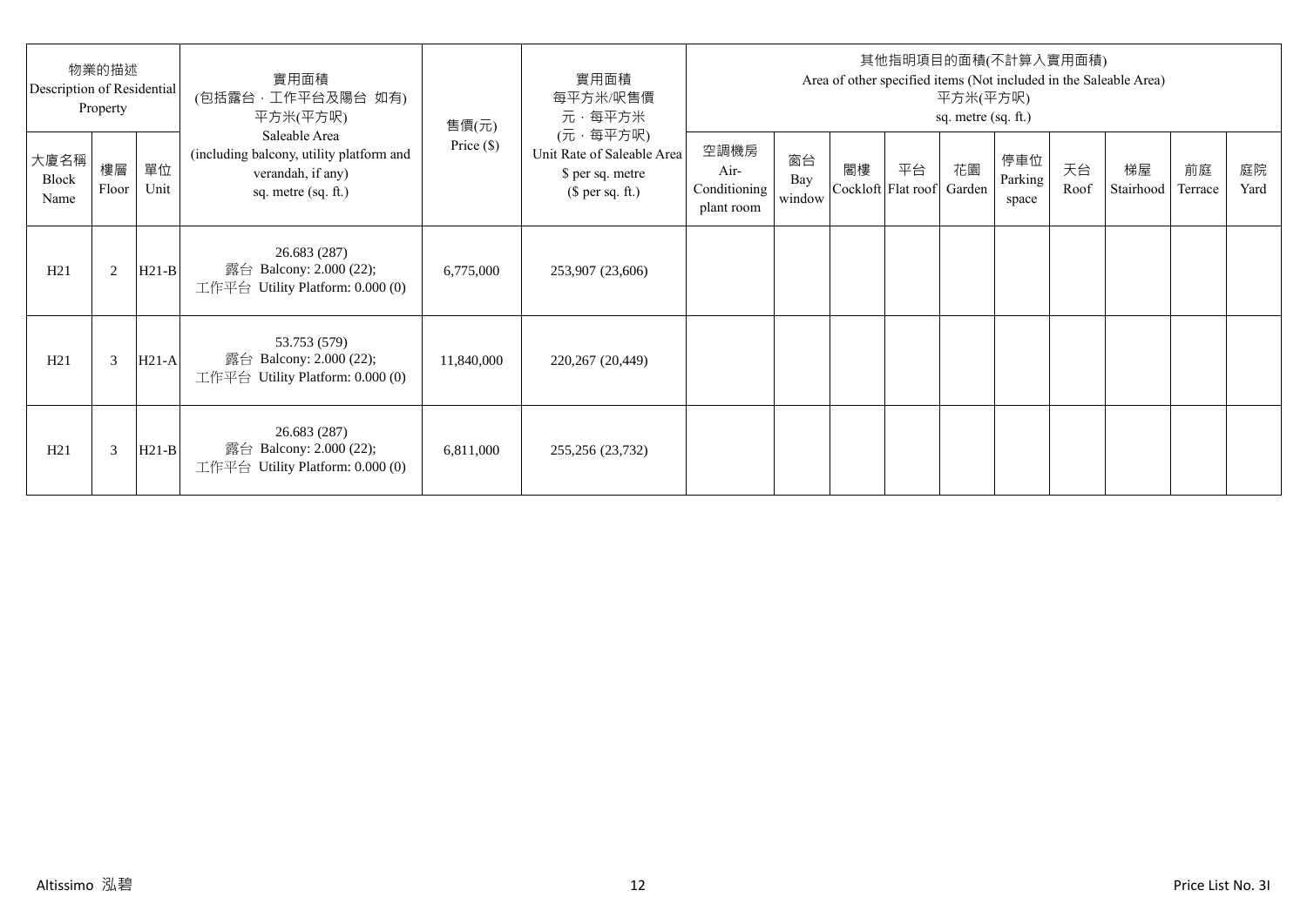| 物業的描述 Description of Residential Property | | | 實用面積 (包括露台，工作平台及陽台 如有) 平方米(平方呎) Saleable Area (including balcony, utility platform and verandah, if any) sq. metre (sq. ft.) | 售價(元) Price ($) | 實用面積 每平方米/呎售價 元，每平方米 (元，每平方呎) Unit Rate of Saleable Area $ per sq. metre ($ per sq. ft.) | 其他指明項目的面積(不計算入實用面積) Area of other specified items (Not included in the Saleable Area) 平方米(平方呎) sq. metre (sq. ft.) | | | | | | | | | |
|---|---|---|---|---|---|---|---|---|---|---|---|---|---|---|---|
| 大廈名稱 Block Name | 樓層 Floor | 單位 Unit | | | | 空調機房 Air-Conditioning plant room | 窗台 Bay window | 閣樓 Cockloft | 平台 Flat roof | 花園 Garden | 停車位 Parking space | 天台 Roof | 梯屋 Stairhood | 前庭 Terrace | 庭院 Yard |
| H21 | 2 | H21-B | 26.683 (287) 露台 Balcony: 2.000 (22); 工作平台 Utility Platform: 0.000 (0) | 6,775,000 | 253,907 (23,606) | | | | | | | | | | |
| H21 | 3 | H21-A | 53.753 (579) 露台 Balcony: 2.000 (22); 工作平台 Utility Platform: 0.000 (0) | 11,840,000 | 220,267 (20,449) | | | | | | | | | | |
| H21 | 3 | H21-B | 26.683 (287) 露台 Balcony: 2.000 (22); 工作平台 Utility Platform: 0.000 (0) | 6,811,000 | 255,256 (23,732) | | | | | | | | | | |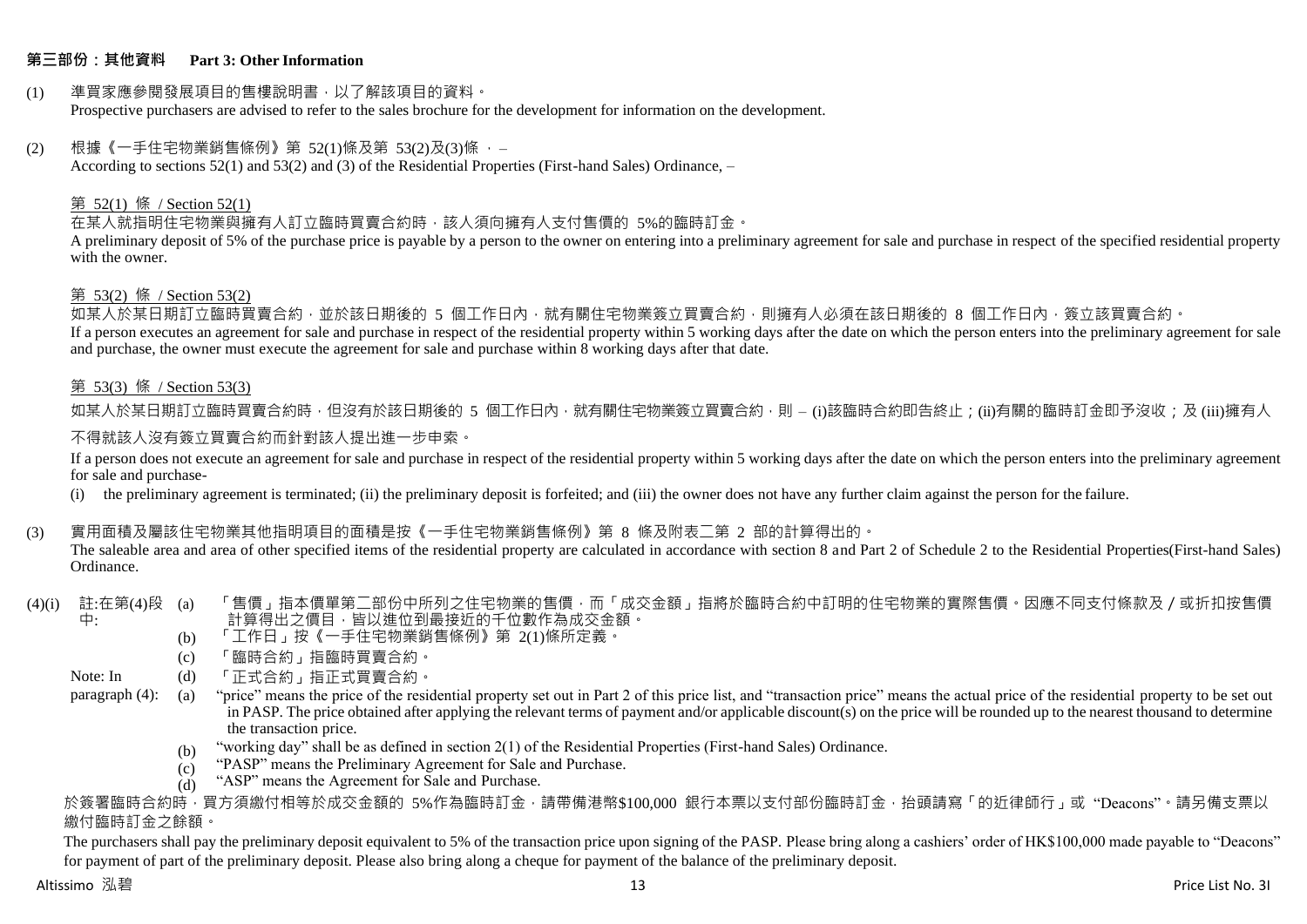## 第三部份：其他資料 Part 3: Other Information

(1) 準買家應參閱發展項目的售樓說明書，以了解該項目的資料。
Prospective purchasers are advised to refer to the sales brochure for the development for information on the development.

(2) 根據《一手住宅物業銷售條例》第 52(1)條及第 53(2)及(3)條，–
According to sections 52(1) and 53(2) and (3) of the Residential Properties (First-hand Sales) Ordinance, –

第 52(1) 條 / Section 52(1)

在某人就指明住宅物業與擁有人訂立臨時買賣合約時，該人須向擁有人支付售價的 5%的臨時訂金。
A preliminary deposit of 5% of the purchase price is payable by a person to the owner on entering into a preliminary agreement for sale and purchase in respect of the specified residential property with the owner.

第 53(2) 條 / Section 53(2)

如某人於某日期訂立臨時買賣合約，並於該日期後的 5 個工作日內，就有關住宅物業簽立買賣合約，則擁有人必須在該日期後的 8 個工作日內，簽立該買賣合約。
If a person executes an agreement for sale and purchase in respect of the residential property within 5 working days after the date on which the person enters into the preliminary agreement for sale and purchase, the owner must execute the agreement for sale and purchase within 8 working days after that date.

第 53(3) 條 / Section 53(3)

如某人於某日期訂立臨時買賣合約時，但沒有於該日期後的 5 個工作日內，就有關住宅物業簽立買賣合約，則 – (i)該臨時合約即告終止；(ii)有關的臨時訂金即予沒收；及 (iii)擁有人不得就該人沒有簽立買賣合約而針對該人提出進一步申索。

If a person does not execute an agreement for sale and purchase in respect of the residential property within 5 working days after the date on which the person enters into the preliminary agreement for sale and purchase-

(i) the preliminary agreement is terminated; (ii) the preliminary deposit is forfeited; and (iii) the owner does not have any further claim against the person for the failure.

(3) 實用面積及屬該住宅物業其他指明項目的面積是按《一手住宅物業銷售條例》第 8 條及附表二第 2 部的計算得出的。
The saleable area and area of other specified items of the residential property are calculated in accordance with section 8 and Part 2 of Schedule 2 to the Residential Properties(First-hand Sales) Ordinance.

(4)(i) 註:在第(4)段中:
(a) 「售價」指本價單第二部份中所列之住宅物業的售價，而「成交金額」指將於臨時合約中訂明的住宅物業的實際售價。因應不同支付條款及／或折扣按售價計算得出之價目，皆以進位到最接近的千位數作為成交金額。
(b) 「工作日」按《一手住宅物業銷售條例》第 2(1)條所定義。
(c) 「臨時合約」指臨時買賣合約。
(d) 「正式合約」指正式買賣合約。

Note: In paragraph (4):
(a) "price" means the price of the residential property set out in Part 2 of this price list, and "transaction price" means the actual price of the residential property to be set out in PASP. The price obtained after applying the relevant terms of payment and/or applicable discount(s) on the price will be rounded up to the nearest thousand to determine the transaction price.
(b) "working day" shall be as defined in section 2(1) of the Residential Properties (First-hand Sales) Ordinance.
(c) "PASP" means the Preliminary Agreement for Sale and Purchase.
(d) "ASP" means the Agreement for Sale and Purchase.

於簽署臨時合約時，買方須繳付相等於成交金額的 5%作為臨時訂金，請帶備港幣$100,000 銀行本票以支付部份臨時訂金，抬頭請寫「的近律師行」或 "Deacons"。請另備支票以繳付臨時訂金之餘額。

The purchasers shall pay the preliminary deposit equivalent to 5% of the transaction price upon signing of the PASP. Please bring along a cashiers' order of HK$100,000 made payable to "Deacons" for payment of part of the preliminary deposit. Please also bring along a cheque for payment of the balance of the preliminary deposit.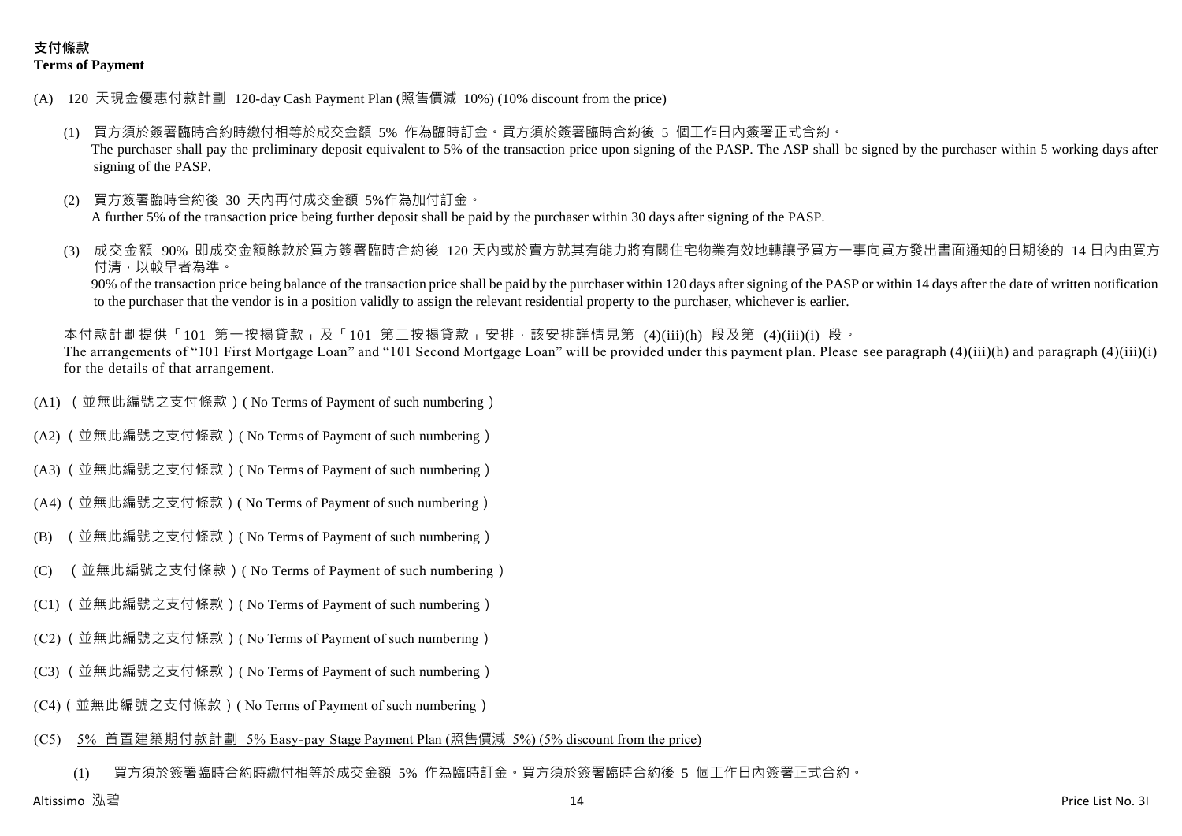**支付條款**
**Terms of Payment**

(A) 120 天現金優惠付款計劃 120-day Cash Payment Plan (照售價減 10%) (10% discount from the price)

(1) 買方須於簽署臨時合約時繳付相等於成交金額 5% 作為臨時訂金。買方須於簽署臨時合約後 5 個工作日內簽署正式合約。
The purchaser shall pay the preliminary deposit equivalent to 5% of the transaction price upon signing of the PASP. The ASP shall be signed by the purchaser within 5 working days after signing of the PASP.

(2) 買方簽署臨時合約後 30 天內再付成交金額 5%作為加付訂金。
A further 5% of the transaction price being further deposit shall be paid by the purchaser within 30 days after signing of the PASP.

(3) 成交金額 90% 即成交金額餘款於買方簽署臨時合約後 120 天內或於賣方就其有能力將有關住宅物業有效地轉讓予買方一事向買方發出書面通知的日期後的 14 日內由買方付清，以較早者為準。
90% of the transaction price being balance of the transaction price shall be paid by the purchaser within 120 days after signing of the PASP or within 14 days after the date of written notification to the purchaser that the vendor is in a position validly to assign the relevant residential property to the purchaser, whichever is earlier.

本付款計劃提供「101 第一按揭貸款」及「101 第二按揭貸款」安排，該安排詳情見第 (4)(iii)(h) 段及第 (4)(iii)(i) 段。
The arrangements of "101 First Mortgage Loan" and "101 Second Mortgage Loan" will be provided under this payment plan. Please see paragraph (4)(iii)(h) and paragraph (4)(iii)(i) for the details of that arrangement.

(A1) （並無此編號之支付條款）( No Terms of Payment of such numbering )

(A2) （並無此編號之支付條款）( No Terms of Payment of such numbering )

(A3) （並無此編號之支付條款）( No Terms of Payment of such numbering )

(A4) （並無此編號之支付條款）( No Terms of Payment of such numbering )

(B) （並無此編號之支付條款）( No Terms of Payment of such numbering )

(C) （並無此編號之支付條款）( No Terms of Payment of such numbering )

(C1) （並無此編號之支付條款）( No Terms of Payment of such numbering )

(C2) （並無此編號之支付條款）( No Terms of Payment of such numbering )

(C3) （並無此編號之支付條款）( No Terms of Payment of such numbering )

(C4) （並無此編號之支付條款）( No Terms of Payment of such numbering )

(C5) 5% 首置建築期付款計劃 5% Easy-pay Stage Payment Plan (照售價減 5%) (5% discount from the price)

(1) 買方須於簽署臨時合約時繳付相等於成交金額 5% 作為臨時訂金。買方須於簽署臨時合約後 5 個工作日內簽署正式合約。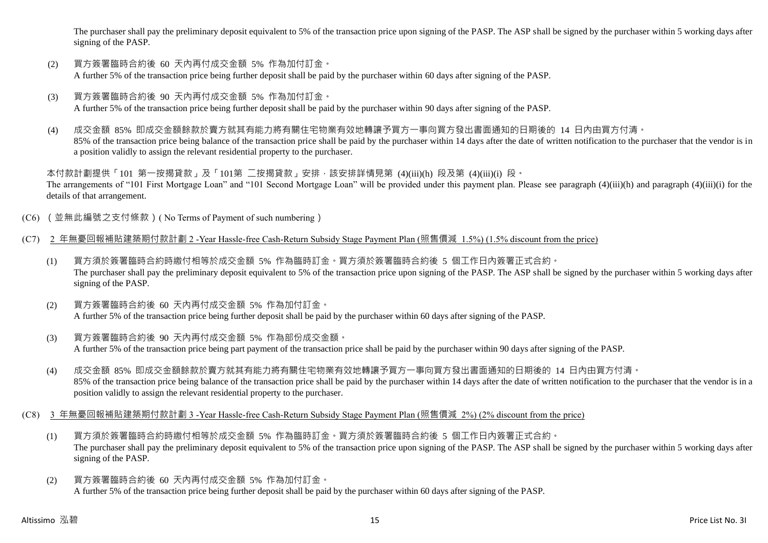The purchaser shall pay the preliminary deposit equivalent to 5% of the transaction price upon signing of the PASP. The ASP shall be signed by the purchaser within 5 working days after signing of the PASP.

(2) 買方簽署臨時合約後 60 天內再付成交金額 5% 作為加付訂金。
A further 5% of the transaction price being further deposit shall be paid by the purchaser within 60 days after signing of the PASP.

(3) 買方簽署臨時合約後 90 天內再付成交金額 5% 作為加付訂金。
A further 5% of the transaction price being further deposit shall be paid by the purchaser within 90 days after signing of the PASP.

(4) 成交金額 85% 即成交金額餘款於賣方就其有能力將有關住宅物業有效地轉讓予買方一事向買方發出書面通知的日期後的 14 日內由買方付清。
85% of the transaction price being balance of the transaction price shall be paid by the purchaser within 14 days after the date of written notification to the purchaser that the vendor is in a position validly to assign the relevant residential property to the purchaser.

本付款計劃提供「101 第一按揭貸款」及「101第 二按揭貸款」安排，該安排詳情見第 (4)(iii)(h) 段及第 (4)(iii)(i) 段。
The arrangements of "101 First Mortgage Loan" and "101 Second Mortgage Loan" will be provided under this payment plan. Please see paragraph (4)(iii)(h) and paragraph (4)(iii)(i) for the details of that arrangement.

(C6) （並無此編號之支付條款）( No Terms of Payment of such numbering )

(C7) 2 年無憂回報補貼建築期付款計劃 2 -Year Hassle-free Cash-Return Subsidy Stage Payment Plan (照售價減 1.5%) (1.5% discount from the price)

(1) 買方須於簽署臨時合約時繳付相等於成交金額 5% 作為臨時訂金。買方須於簽署臨時合約後 5 個工作日內簽署正式合約。
The purchaser shall pay the preliminary deposit equivalent to 5% of the transaction price upon signing of the PASP. The ASP shall be signed by the purchaser within 5 working days after signing of the PASP.

(2) 買方簽署臨時合約後 60 天內再付成交金額 5% 作為加付訂金。
A further 5% of the transaction price being further deposit shall be paid by the purchaser within 60 days after signing of the PASP.

(3) 買方簽署臨時合約後 90 天內再付成交金額 5% 作為部份成交金額。
A further 5% of the transaction price being part payment of the transaction price shall be paid by the purchaser within 90 days after signing of the PASP.

(4) 成交金額 85% 即成交金額餘款於賣方就其有能力將有關住宅物業有效地轉讓予買方一事向買方發出書面通知的日期後的 14 日內由買方付清。
85% of the transaction price being balance of the transaction price shall be paid by the purchaser within 14 days after the date of written notification to the purchaser that the vendor is in a position validly to assign the relevant residential property to the purchaser.

(C8) 3 年無憂回報補貼建築期付款計劃 3 -Year Hassle-free Cash-Return Subsidy Stage Payment Plan (照售價減 2%) (2% discount from the price)

(1) 買方須於簽署臨時合約時繳付相等於成交金額 5% 作為臨時訂金。買方須於簽署臨時合約後 5 個工作日內簽署正式合約。
The purchaser shall pay the preliminary deposit equivalent to 5% of the transaction price upon signing of the PASP. The ASP shall be signed by the purchaser within 5 working days after signing of the PASP.

(2) 買方簽署臨時合約後 60 天內再付成交金額 5% 作為加付訂金。
A further 5% of the transaction price being further deposit shall be paid by the purchaser within 60 days after signing of the PASP.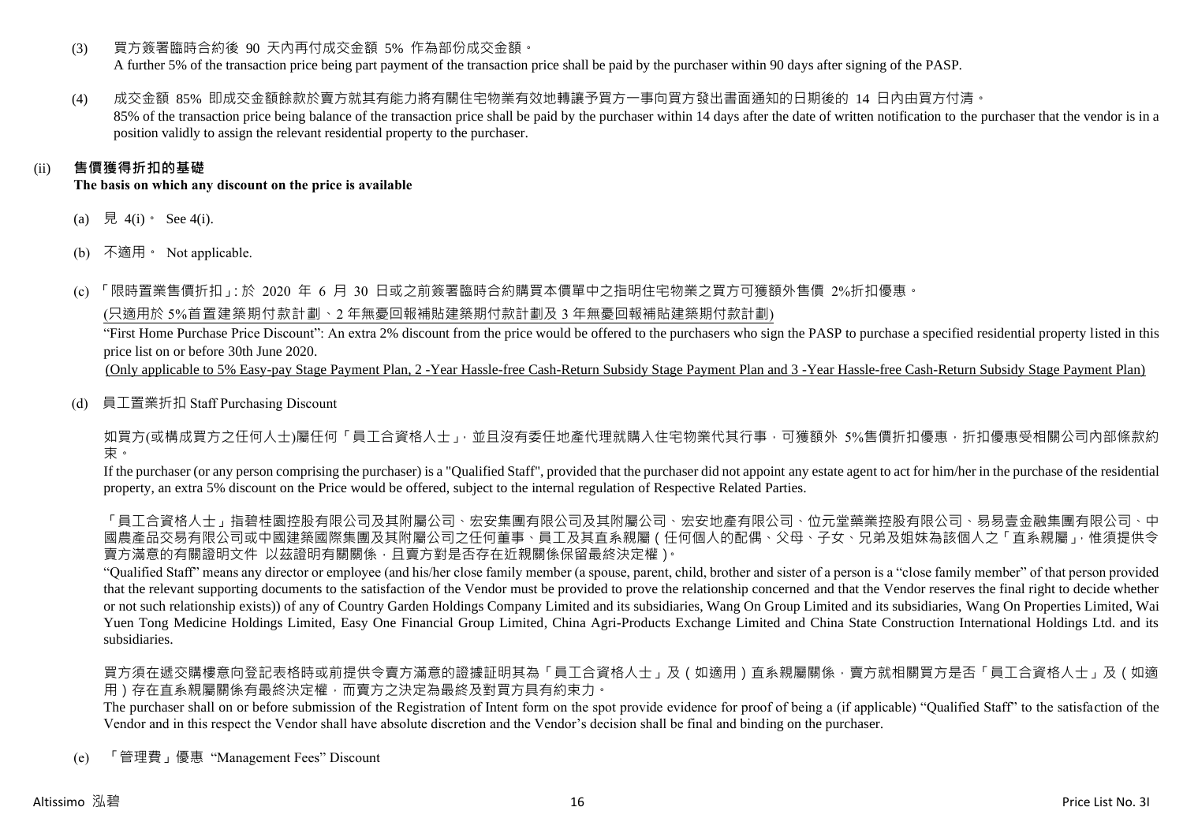(3) 買方簽署臨時合約後 90 天內再付成交金額 5% 作為部份成交金額。
A further 5% of the transaction price being part payment of the transaction price shall be paid by the purchaser within 90 days after signing of the PASP.

(4) 成交金額 85% 即成交金額餘款於賣方就其有能力將有關住宅物業有效地轉讓予買方一事向買方發出書面通知的日期後的 14 日內由買方付清。
85% of the transaction price being balance of the transaction price shall be paid by the purchaser within 14 days after the date of written notification to the purchaser that the vendor is in a position validly to assign the relevant residential property to the purchaser.

(ii) **售價獲得折扣的基礎**
**The basis on which any discount on the price is available**

(a) 見 4(i)。 See 4(i).

(b) 不適用。 Not applicable.

(c) 「限時置業售價折扣」: 於 2020 年 6 月 30 日或之前簽署臨時合約購買本價單中之指明住宅物業之買方可獲額外售價 2%折扣優惠。

(只適用於 5%首置建築期付款計劃、2 年無憂回報補貼建築期付款計劃及 3 年無憂回報補貼建築期付款計劃)

"First Home Purchase Price Discount": An extra 2% discount from the price would be offered to the purchasers who sign the PASP to purchase a specified residential property listed in this price list on or before 30th June 2020.

(Only applicable to 5% Easy-pay Stage Payment Plan, 2 -Year Hassle-free Cash-Return Subsidy Stage Payment Plan and 3 -Year Hassle-free Cash-Return Subsidy Stage Payment Plan)

(d) 員工置業折扣 Staff Purchasing Discount

如買方(或構成買方之任何人士)屬任何「員工合資格人士」，並且沒有委任地產代理就購入住宅物業代其行事，可獲額外 5%售價折扣優惠，折扣優惠受相關公司內部條款約束。

If the purchaser (or any person comprising the purchaser) is a "Qualified Staff", provided that the purchaser did not appoint any estate agent to act for him/her in the purchase of the residential property, an extra 5% discount on the Price would be offered, subject to the internal regulation of Respective Related Parties.

「員工合資格人士」指碧桂園控股有限公司及其附屬公司、宏安集團有限公司及其附屬公司、宏安地產有限公司、位元堂藥業控股有限公司、易易壹金融集團有限公司、中國農產品交易有限公司或中國建築國際集團及其附屬公司之任何董事、員工及其直系親屬（任何個人的配偶、父母、子女、兄弟及姐妹為該個人之「直系親屬」，惟須提供令賣方滿意的有關證明文件 以茲證明有關關係，且賣方對是否存在近親關係保留最終決定權）。

"Qualified Staff" means any director or employee (and his/her close family member (a spouse, parent, child, brother and sister of a person is a "close family member" of that person provided that the relevant supporting documents to the satisfaction of the Vendor must be provided to prove the relationship concerned and that the Vendor reserves the final right to decide whether or not such relationship exists)) of any of Country Garden Holdings Company Limited and its subsidiaries, Wang On Group Limited and its subsidiaries, Wang On Properties Limited, Wai Yuen Tong Medicine Holdings Limited, Easy One Financial Group Limited, China Agri-Products Exchange Limited and China State Construction International Holdings Ltd. and its subsidiaries.

買方須在遞交購樓意向登記表格時或前提供令賣方滿意的證據証明其為「員工合資格人士」及（如適用）直系親屬關係，賣方就相關買方是否「員工合資格人士」及（如適用）存在直系親屬關係有最終決定權，而賣方之決定為最終及對買方具有約束力。

The purchaser shall on or before submission of the Registration of Intent form on the spot provide evidence for proof of being a (if applicable) "Qualified Staff" to the satisfaction of the Vendor and in this respect the Vendor shall have absolute discretion and the Vendor's decision shall be final and binding on the purchaser.

(e) 「管理費」優惠 "Management Fees" Discount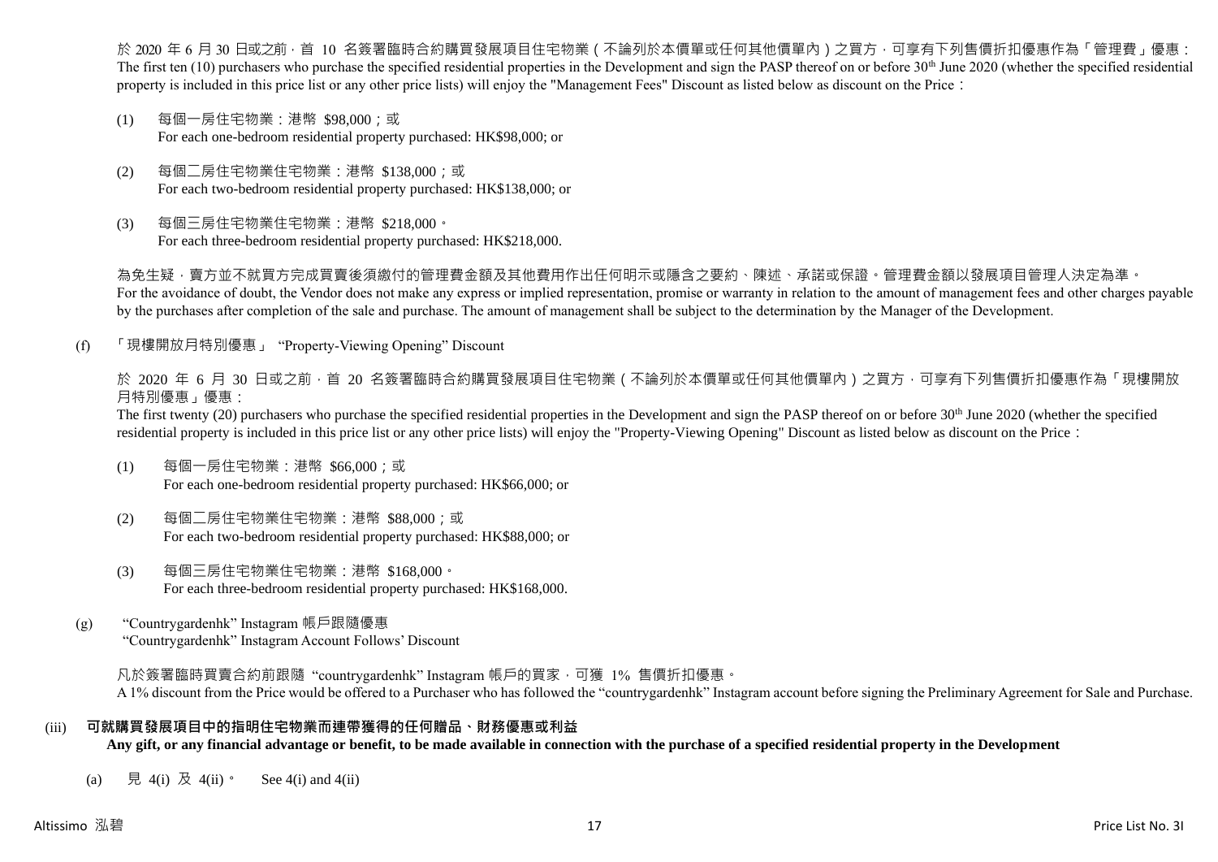於 2020 年 6 月 30 日或之前，首 10 名簽署臨時合約購買發展項目住宅物業（不論列於本價單或任何其他價單內）之買方，可享有下列售價折扣優惠作為「管理費」優惠：
The first ten (10) purchasers who purchase the specified residential properties in the Development and sign the PASP thereof on or before 30th June 2020 (whether the specified residential property is included in this price list or any other price lists) will enjoy the "Management Fees" Discount as listed below as discount on the Price：

(1) 每個一房住宅物業：港幣 $98,000；或
For each one-bedroom residential property purchased: HK$98,000; or

(2) 每個二房住宅物業住宅物業：港幣 $138,000；或
For each two-bedroom residential property purchased: HK$138,000; or

(3) 每個三房住宅物業住宅物業：港幣 $218,000。
For each three-bedroom residential property purchased: HK$218,000.

為免生疑，賣方並不就買方完成買賣後須繳付的管理費金額及其他費用作出任何明示或隱含之要約、陳述、承諾或保證。管理費金額以發展項目管理人決定為準。
For the avoidance of doubt, the Vendor does not make any express or implied representation, promise or warranty in relation to the amount of management fees and other charges payable by the purchases after completion of the sale and purchase. The amount of management shall be subject to the determination by the Manager of the Development.

(f) 「現樓開放月特別優惠」 "Property-Viewing Opening" Discount

於 2020 年 6 月 30 日或之前，首 20 名簽署臨時合約購買發展項目住宅物業（不論列於本價單或任何其他價單內）之買方，可享有下列售價折扣優惠作為「現樓開放月特別優惠」優惠：
The first twenty (20) purchasers who purchase the specified residential properties in the Development and sign the PASP thereof on or before 30th June 2020 (whether the specified residential property is included in this price list or any other price lists) will enjoy the "Property-Viewing Opening" Discount as listed below as discount on the Price：

(1) 每個一房住宅物業：港幣 $66,000；或
For each one-bedroom residential property purchased: HK$66,000; or

(2) 每個二房住宅物業住宅物業：港幣 $88,000；或
For each two-bedroom residential property purchased: HK$88,000; or

(3) 每個三房住宅物業住宅物業：港幣 $168,000。
For each three-bedroom residential property purchased: HK$168,000.

(g) "Countrygardenhk" Instagram 帳戶跟隨優惠
"Countrygardenhk" Instagram Account Follows' Discount

凡於簽署臨時買賣合約前跟隨 "countrygardenhk" Instagram 帳戶的買家，可獲 1% 售價折扣優惠。
A 1% discount from the Price would be offered to a Purchaser who has followed the "countrygardenhk" Instagram account before signing the Preliminary Agreement for Sale and Purchase.

(iii) **可就購買發展項目中的指明住宅物業而連帶獲得的任何贈品、財務優惠或利益**
**Any gift, or any financial advantage or benefit, to be made available in connection with the purchase of a specified residential property in the Development**

(a) 見 4(i) 及 4(ii)。 See 4(i) and 4(ii)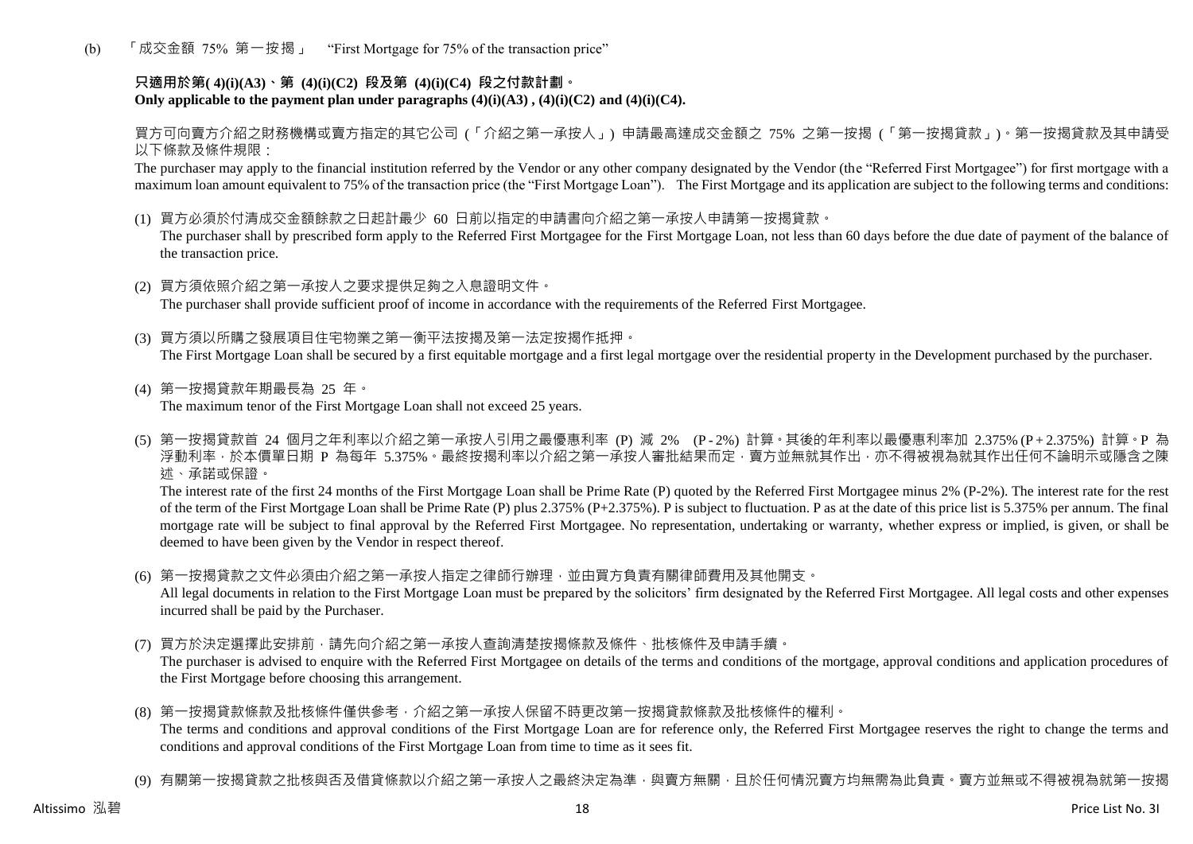(b) 「成交金額 75% 第一按揭」 "First Mortgage for 75% of the transaction price"

**只適用於第(4)(i)(A3)、第 (4)(i)(C2) 段及第 (4)(i)(C4) 段之付款計劃。**
**Only applicable to the payment plan under paragraphs (4)(i)(A3) , (4)(i)(C2) and (4)(i)(C4).**

買方可向賣方介紹之財務機構或賣方指定的其它公司 (「介紹之第一承按人」) 申請最高達成交金額之 75% 之第一按揭 (「第一按揭貸款」)。第一按揭貸款及其申請受以下條款及條件規限：

The purchaser may apply to the financial institution referred by the Vendor or any other company designated by the Vendor (the "Referred First Mortgagee") for first mortgage with a maximum loan amount equivalent to 75% of the transaction price (the "First Mortgage Loan"). The First Mortgage and its application are subject to the following terms and conditions:

(1) 買方必須於付清成交金額餘款之日起計最少 60 日前以指定的申請書向介紹之第一承按人申請第一按揭貸款。
The purchaser shall by prescribed form apply to the Referred First Mortgagee for the First Mortgage Loan, not less than 60 days before the due date of payment of the balance of the transaction price.

(2) 買方須依照介紹之第一承按人之要求提供足夠之入息證明文件。
The purchaser shall provide sufficient proof of income in accordance with the requirements of the Referred First Mortgagee.

(3) 買方須以所購之發展項目住宅物業之第一衡平法按揭及第一法定按揭作抵押。
The First Mortgage Loan shall be secured by a first equitable mortgage and a first legal mortgage over the residential property in the Development purchased by the purchaser.

(4) 第一按揭貸款年期最長為 25 年。
The maximum tenor of the First Mortgage Loan shall not exceed 25 years.

(5) 第一按揭貸款首 24 個月之年利率以介紹之第一承按人引用之最優惠利率 (P) 減 2% (P - 2%) 計算。其後的年利率以最優惠利率加 2.375% (P + 2.375%) 計算。P 為浮動利率，於本價單日期 P 為每年 5.375%。最終按揭利率以介紹之第一承按人審批結果而定，賣方並無就其作出，亦不得被視為就其作出任何不論明示或隱含之陳述、承諾或保證。
The interest rate of the first 24 months of the First Mortgage Loan shall be Prime Rate (P) quoted by the Referred First Mortgagee minus 2% (P-2%). The interest rate for the rest of the term of the First Mortgage Loan shall be Prime Rate (P) plus 2.375% (P+2.375%). P is subject to fluctuation. P as at the date of this price list is 5.375% per annum. The final mortgage rate will be subject to final approval by the Referred First Mortgagee. No representation, undertaking or warranty, whether express or implied, is given, or shall be deemed to have been given by the Vendor in respect thereof.

(6) 第一按揭貸款之文件必須由介紹之第一承按人指定之律師行辦理，並由買方負責有關律師費用及其他開支。
All legal documents in relation to the First Mortgage Loan must be prepared by the solicitors' firm designated by the Referred First Mortgagee. All legal costs and other expenses incurred shall be paid by the Purchaser.

(7) 買方於決定選擇此安排前，請先向介紹之第一承按人查詢清楚按揭條款及條件、批核條件及申請手續。
The purchaser is advised to enquire with the Referred First Mortgagee on details of the terms and conditions of the mortgage, approval conditions and application procedures of the First Mortgage before choosing this arrangement.

(8) 第一按揭貸款條款及批核條件僅供參考，介紹之第一承按人保留不時更改第一按揭貸款條款及批核條件的權利。
The terms and conditions and approval conditions of the First Mortgage Loan are for reference only, the Referred First Mortgagee reserves the right to change the terms and conditions and approval conditions of the First Mortgage Loan from time to time as it sees fit.

(9) 有關第一按揭貸款之批核與否及借貸條款以介紹之第一承按人之最終決定為準，與賣方無關，且於任何情況賣方均無需為此負責。賣方並無或不得被視為就第一按揭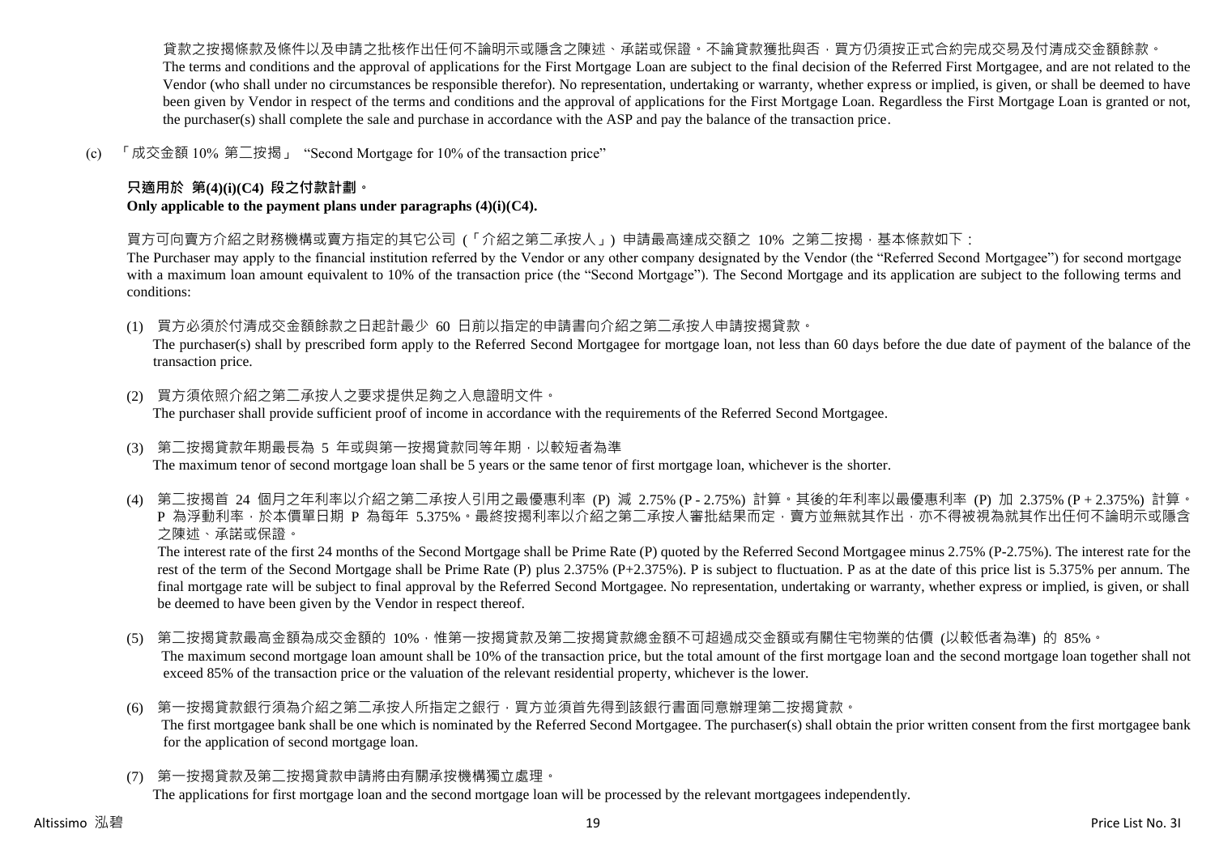貸款之按揭條款及條件以及申請之批核作出任何不論明示或隱含之陳述、承諾或保證。不論貸款獲批與否，買方仍須按正式合約完成交易及付清成交金額餘款。
The terms and conditions and the approval of applications for the First Mortgage Loan are subject to the final decision of the Referred First Mortgagee, and are not related to the Vendor (who shall under no circumstances be responsible therefor). No representation, undertaking or warranty, whether express or implied, is given, or shall be deemed to have been given by Vendor in respect of the terms and conditions and the approval of applications for the First Mortgage Loan. Regardless the First Mortgage Loan is granted or not, the purchaser(s) shall complete the sale and purchase in accordance with the ASP and pay the balance of the transaction price.

(c) 「成交金額 10% 第二按揭」 "Second Mortgage for 10% of the transaction price"

**只適用於 第(4)(i)(C4) 段之付款計劃。**
**Only applicable to the payment plans under paragraphs (4)(i)(C4).**

買方可向賣方介紹之財務機構或賣方指定的其它公司 (「介紹之第二承按人」) 申請最高達成交額之 10% 之第二按揭，基本條款如下：
The Purchaser may apply to the financial institution referred by the Vendor or any other company designated by the Vendor (the "Referred Second Mortgagee") for second mortgage with a maximum loan amount equivalent to 10% of the transaction price (the "Second Mortgage"). The Second Mortgage and its application are subject to the following terms and conditions:

(1) 買方必須於付清成交金額餘款之日起計最少 60 日前以指定的申請書向介紹之第二承按人申請按揭貸款。
The purchaser(s) shall by prescribed form apply to the Referred Second Mortgagee for mortgage loan, not less than 60 days before the due date of payment of the balance of the transaction price.

(2) 買方須依照介紹之第二承按人之要求提供足夠之入息證明文件。
The purchaser shall provide sufficient proof of income in accordance with the requirements of the Referred Second Mortgagee.

(3) 第二按揭貸款年期最長為 5 年或與第一按揭貸款同等年期，以較短者為準
The maximum tenor of second mortgage loan shall be 5 years or the same tenor of first mortgage loan, whichever is the shorter.

(4) 第二按揭首 24 個月之年利率以介紹之第二承按人引用之最優惠利率 (P) 減 2.75% (P - 2.75%) 計算。其後的年利率以最優惠利率 (P) 加 2.375% (P + 2.375%) 計算。P 為浮動利率，於本價單日期 P 為每年 5.375%。最終按揭利率以介紹之第二承按人審批結果而定，賣方並無就其作出，亦不得被視為就其作出任何不論明示或隱含之陳述、承諾或保證。
The interest rate of the first 24 months of the Second Mortgage shall be Prime Rate (P) quoted by the Referred Second Mortgagee minus 2.75% (P-2.75%). The interest rate for the rest of the term of the Second Mortgage shall be Prime Rate (P) plus 2.375% (P+2.375%). P is subject to fluctuation. P as at the date of this price list is 5.375% per annum. The final mortgage rate will be subject to final approval by the Referred Second Mortgagee. No representation, undertaking or warranty, whether express or implied, is given, or shall be deemed to have been given by the Vendor in respect thereof.

(5) 第二按揭貸款最高金額為成交金額的 10%，惟第一按揭貸款及第二按揭貸款總金額不可超過成交金額或有關住宅物業的估價 (以較低者為準) 的 85%。
The maximum second mortgage loan amount shall be 10% of the transaction price, but the total amount of the first mortgage loan and the second mortgage loan together shall not exceed 85% of the transaction price or the valuation of the relevant residential property, whichever is the lower.

(6) 第一按揭貸款銀行須為介紹之第二承按人所指定之銀行，買方並須首先得到該銀行書面同意辦理第二按揭貸款。
The first mortgagee bank shall be one which is nominated by the Referred Second Mortgagee. The purchaser(s) shall obtain the prior written consent from the first mortgagee bank for the application of second mortgage loan.

(7) 第一按揭貸款及第二按揭貸款申請將由有關承按機構獨立處理。
The applications for first mortgage loan and the second mortgage loan will be processed by the relevant mortgagees independently.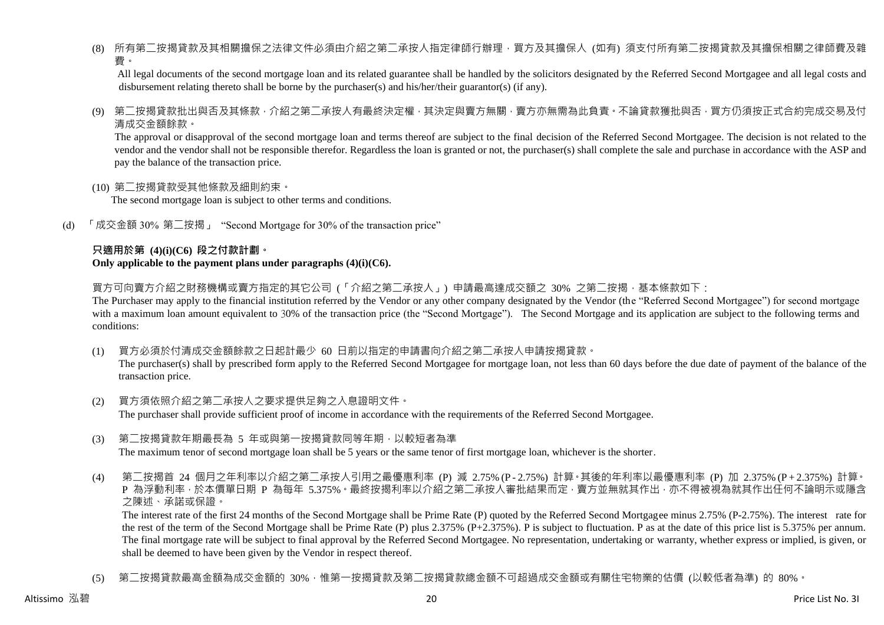(8) 所有第二按揭貸款及其相關擔保之法律文件必須由介紹之第二承按人指定律師行辦理，買方及其擔保人 (如有) 須支付所有第二按揭貸款及其擔保相關之律師費及雜費。

All legal documents of the second mortgage loan and its related guarantee shall be handled by the solicitors designated by the Referred Second Mortgagee and all legal costs and disbursement relating thereto shall be borne by the purchaser(s) and his/her/their guarantor(s) (if any).

(9) 第二按揭貸款批出與否及其條款，介紹之第二承按人有最終決定權，其決定與賣方無關，賣方亦無需為此負責。不論貸款獲批與否，買方仍須按正式合約完成交易及付清成交金額餘款。

The approval or disapproval of the second mortgage loan and terms thereof are subject to the final decision of the Referred Second Mortgagee. The decision is not related to the vendor and the vendor shall not be responsible therefor. Regardless the loan is granted or not, the purchaser(s) shall complete the sale and purchase in accordance with the ASP and pay the balance of the transaction price.

(10) 第二按揭貸款受其他條款及細則約束。

The second mortgage loan is subject to other terms and conditions.

(d) 「成交金額 30% 第二按揭」 "Second Mortgage for 30% of the transaction price"

**只適用於第 (4)(i)(C6) 段之付款計劃。**
**Only applicable to the payment plans under paragraphs (4)(i)(C6).**

買方可向賣方介紹之財務機構或賣方指定的其它公司 (「介紹之第二承按人」) 申請最高達成交額之 30% 之第二按揭，基本條款如下：

The Purchaser may apply to the financial institution referred by the Vendor or any other company designated by the Vendor (the "Referred Second Mortgagee") for second mortgage with a maximum loan amount equivalent to 30% of the transaction price (the "Second Mortgage"). The Second Mortgage and its application are subject to the following terms and conditions:

(1) 買方必須於付清成交金額餘款之日起計最少 60 日前以指定的申請書向介紹之第二承按人申請按揭貸款。

The purchaser(s) shall by prescribed form apply to the Referred Second Mortgagee for mortgage loan, not less than 60 days before the due date of payment of the balance of the transaction price.

(2) 買方須依照介紹之第二承按人之要求提供足夠之入息證明文件。

The purchaser shall provide sufficient proof of income in accordance with the requirements of the Referred Second Mortgagee.

(3) 第二按揭貸款年期最長為 5 年或與第一按揭貸款同等年期，以較短者為準

The maximum tenor of second mortgage loan shall be 5 years or the same tenor of first mortgage loan, whichever is the shorter.

(4) 第二按揭首 24 個月之年利率以介紹之第二承按人引用之最優惠利率 (P) 減 2.75% (P - 2.75%) 計算。其後的年利率以最優惠利率 (P) 加 2.375% (P + 2.375%) 計算。P 為浮動利率，於本價單日期 P 為每年 5.375%。最終按揭利率以介紹之第二承按人審批結果而定，賣方並無就其作出，亦不得被視為就其作出任何不論明示或隱含之陳述、承諾或保證。

The interest rate of the first 24 months of the Second Mortgage shall be Prime Rate (P) quoted by the Referred Second Mortgagee minus 2.75% (P-2.75%). The interest rate for the rest of the term of the Second Mortgage shall be Prime Rate (P) plus 2.375% (P+2.375%). P is subject to fluctuation. P as at the date of this price list is 5.375% per annum. The final mortgage rate will be subject to final approval by the Referred Second Mortgagee. No representation, undertaking or warranty, whether express or implied, is given, or shall be deemed to have been given by the Vendor in respect thereof.

(5) 第二按揭貸款最高金額為成交金額的 30%，惟第一按揭貸款及第二按揭貸款總金額不可超過成交金額或有關住宅物業的估價 (以較低者為準) 的 80%。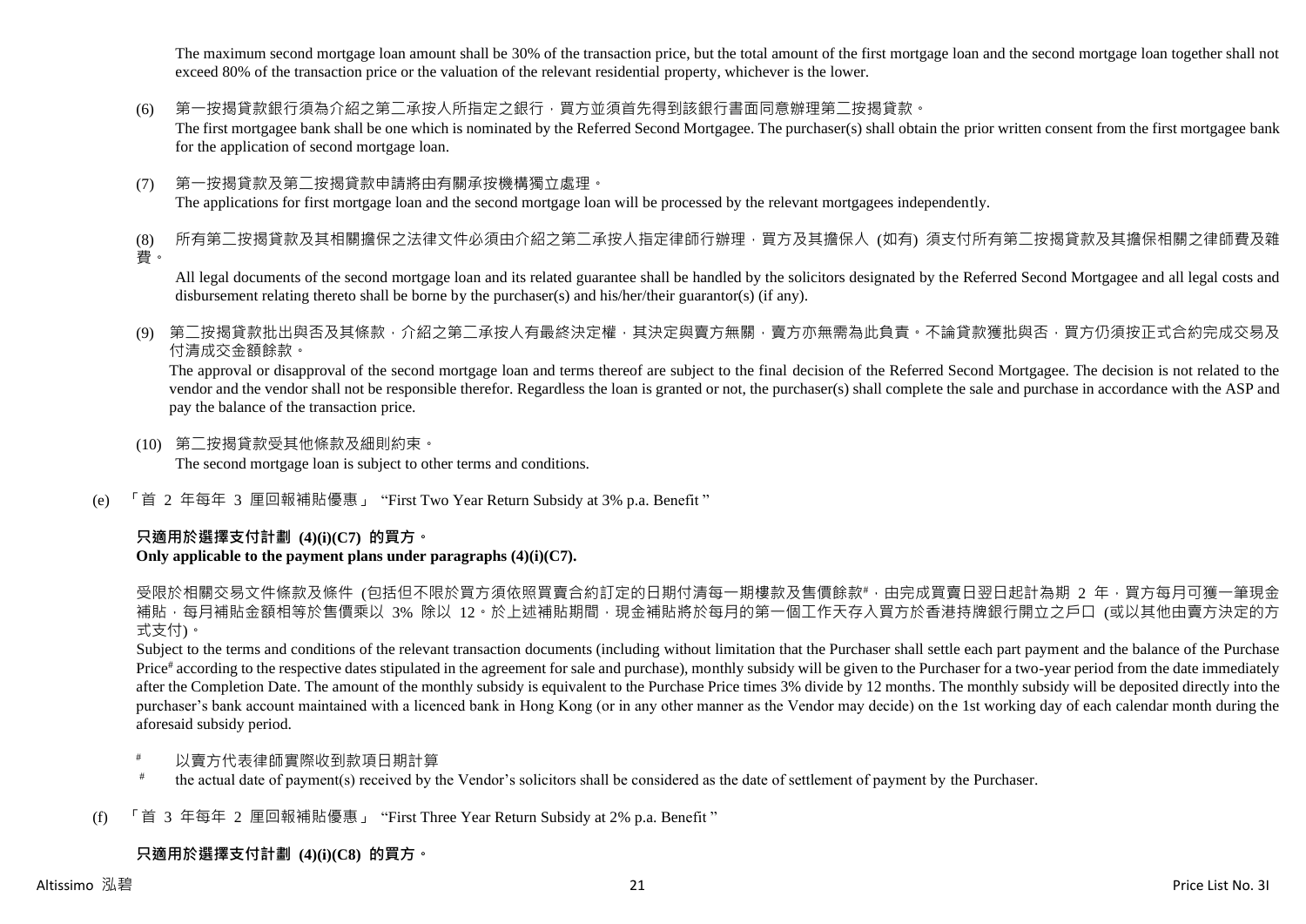The maximum second mortgage loan amount shall be 30% of the transaction price, but the total amount of the first mortgage loan and the second mortgage loan together shall not exceed 80% of the transaction price or the valuation of the relevant residential property, whichever is the lower.

(6) 第一按揭貸款銀行須為介紹之第二承按人所指定之銀行，買方並須首先得到該銀行書面同意辦理第二按揭貸款。
The first mortgagee bank shall be one which is nominated by the Referred Second Mortgagee. The purchaser(s) shall obtain the prior written consent from the first mortgagee bank for the application of second mortgage loan.

(7) 第一按揭貸款及第二按揭貸款申請將由有關承按機構獨立處理。
The applications for first mortgage loan and the second mortgage loan will be processed by the relevant mortgagees independently.

(8) 所有第二按揭貸款及其相關擔保之法律文件必須由介紹之第二承按人指定律師行辦理，買方及其擔保人 (如有) 須支付所有第二按揭貸款及其擔保相關之律師費及雜費。
All legal documents of the second mortgage loan and its related guarantee shall be handled by the solicitors designated by the Referred Second Mortgagee and all legal costs and disbursement relating thereto shall be borne by the purchaser(s) and his/her/their guarantor(s) (if any).

(9) 第二按揭貸款批出與否及其條款，介紹之第二承按人有最終決定權，其決定與賣方無關，賣方亦無需為此負責。不論貸款獲批與否，買方仍須按正式合約完成交易及付清成交金額餘款。
The approval or disapproval of the second mortgage loan and terms thereof are subject to the final decision of the Referred Second Mortgagee. The decision is not related to the vendor and the vendor shall not be responsible therefor. Regardless the loan is granted or not, the purchaser(s) shall complete the sale and purchase in accordance with the ASP and pay the balance of the transaction price.

(10) 第二按揭貸款受其他條款及細則約束。
The second mortgage loan is subject to other terms and conditions.

(e) 「首 2 年每年 3 厘回報補貼優惠」 “First Two Year Return Subsidy at 3% p.a. Benefit ”

**只適用於選擇支付計劃 (4)(i)(C7) 的買方。**
**Only applicable to the payment plans under paragraphs (4)(i)(C7).**

受限於相關交易文件條款及條件 (包括但不限於買方須依照買賣合約訂定的日期付清每一期樓款及售價餘款#，由完成買賣日翌日起計為期 2 年，買方每月可獲一筆現金補貼，每月補貼金額相等於售價乘以 3% 除以 12。於上述補貼期間，現金補貼將於每月的第一個工作天存入買方於香港持牌銀行開立之戶口 (或以其他由賣方決定的方式支付)。

Subject to the terms and conditions of the relevant transaction documents (including without limitation that the Purchaser shall settle each part payment and the balance of the Purchase Price# according to the respective dates stipulated in the agreement for sale and purchase), monthly subsidy will be given to the Purchaser for a two-year period from the date immediately after the Completion Date. The amount of the monthly subsidy is equivalent to the Purchase Price times 3% divide by 12 months. The monthly subsidy will be deposited directly into the purchaser's bank account maintained with a licenced bank in Hong Kong (or in any other manner as the Vendor may decide) on the 1st working day of each calendar month during the aforesaid subsidy period.

# 以賣方代表律師實際收到款項日期計算
# the actual date of payment(s) received by the Vendor's solicitors shall be considered as the date of settlement of payment by the Purchaser.

(f) 「首 3 年每年 2 厘回報補貼優惠」 “First Three Year Return Subsidy at 2% p.a. Benefit ”

**只適用於選擇支付計劃 (4)(i)(C8) 的買方。**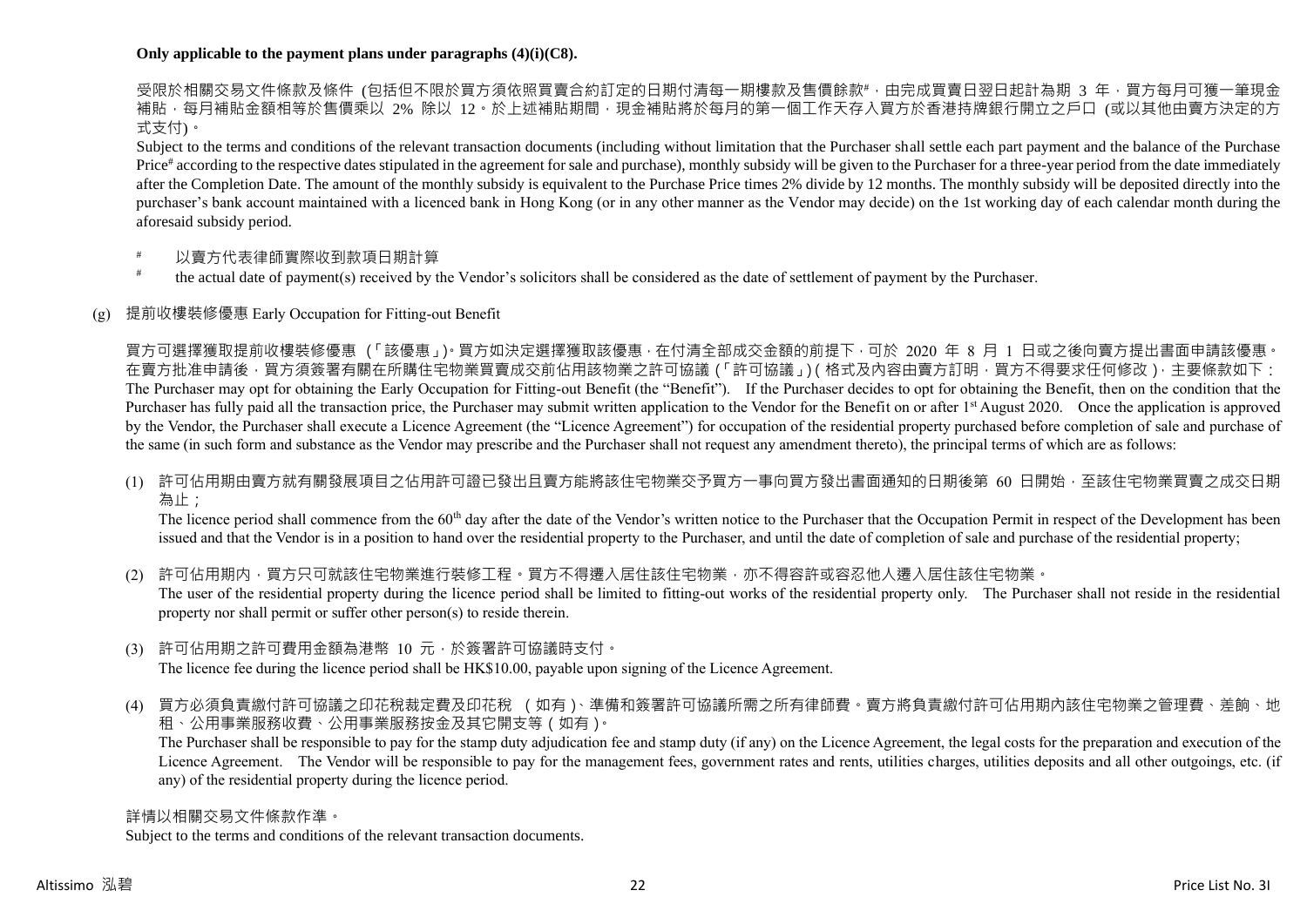**Only applicable to the payment plans under paragraphs (4)(i)(C8).**

受限於相關交易文件條款及條件 (包括但不限於買方須依照買賣合約訂定的日期付清每一期樓款及售價餘款#，由完成買賣日翌日起計為期 3 年，買方每月可獲一筆現金補貼，每月補貼金額相等於售價乘以 2% 除以 12。於上述補貼期間，現金補貼將於每月的第一個工作天存入買方於香港持牌銀行開立之戶口 (或以其他由賣方決定的方式支付)。

Subject to the terms and conditions of the relevant transaction documents (including without limitation that the Purchaser shall settle each part payment and the balance of the Purchase Price# according to the respective dates stipulated in the agreement for sale and purchase), monthly subsidy will be given to the Purchaser for a three-year period from the date immediately after the Completion Date. The amount of the monthly subsidy is equivalent to the Purchase Price times 2% divide by 12 months. The monthly subsidy will be deposited directly into the purchaser's bank account maintained with a licenced bank in Hong Kong (or in any other manner as the Vendor may decide) on the 1st working day of each calendar month during the aforesaid subsidy period.

\# 以賣方代表律師實際收到款項日期計算

\# the actual date of payment(s) received by the Vendor's solicitors shall be considered as the date of settlement of payment by the Purchaser.

(g) 提前收樓裝修優惠 Early Occupation for Fitting-out Benefit

買方可選擇獲取提前收樓裝修優惠 (「該優惠」)。買方如決定選擇獲取該優惠，在付清全部成交金額的前提下，可於 2020 年 8 月 1 日或之後向賣方提出書面申請該優惠。在賣方批准申請後，買方須簽署有關在所購住宅物業買賣成交前佔用該物業之許可協議 (「許可協議」) (格式及內容由賣方訂明，買方不得要求任何修改)，主要條款如下：
The Purchaser may opt for obtaining the Early Occupation for Fitting-out Benefit (the "Benefit"). If the Purchaser decides to opt for obtaining the Benefit, then on the condition that the Purchaser has fully paid all the transaction price, the Purchaser may submit written application to the Vendor for the Benefit on or after 1st August 2020. Once the application is approved by the Vendor, the Purchaser shall execute a Licence Agreement (the "Licence Agreement") for occupation of the residential property purchased before completion of sale and purchase of the same (in such form and substance as the Vendor may prescribe and the Purchaser shall not request any amendment thereto), the principal terms of which are as follows:

(1) 許可佔用期由賣方就有關發展項目之佔用許可證已發出且賣方能將該住宅物業交予買方一事向買方發出書面通知的日期後第 60 日開始，至該住宅物業買賣之成交日期為止；
The licence period shall commence from the 60th day after the date of the Vendor's written notice to the Purchaser that the Occupation Permit in respect of the Development has been issued and that the Vendor is in a position to hand over the residential property to the Purchaser, and until the date of completion of sale and purchase of the residential property;

(2) 許可佔用期內，買方只可就該住宅物業進行裝修工程。買方不得遷入居住該住宅物業，亦不得容許或容忍他人遷入居住該住宅物業。
The user of the residential property during the licence period shall be limited to fitting-out works of the residential property only. The Purchaser shall not reside in the residential property nor shall permit or suffer other person(s) to reside therein.

(3) 許可佔用期之許可費用金額為港幣 10 元，於簽署許可協議時支付。
The licence fee during the licence period shall be HK$10.00, payable upon signing of the Licence Agreement.

(4) 買方必須負責繳付許可協議之印花稅裁定費及印花稅 (如有)、準備和簽署許可協議所需之所有律師費。賣方將負責繳付許可佔用期內該住宅物業之管理費、差餉、地租、公用事業服務收費、公用事業服務按金及其它開支等 (如有)。
The Purchaser shall be responsible to pay for the stamp duty adjudication fee and stamp duty (if any) on the Licence Agreement, the legal costs for the preparation and execution of the Licence Agreement. The Vendor will be responsible to pay for the management fees, government rates and rents, utilities charges, utilities deposits and all other outgoings, etc. (if any) of the residential property during the licence period.

詳情以相關交易文件條款作準。
Subject to the terms and conditions of the relevant transaction documents.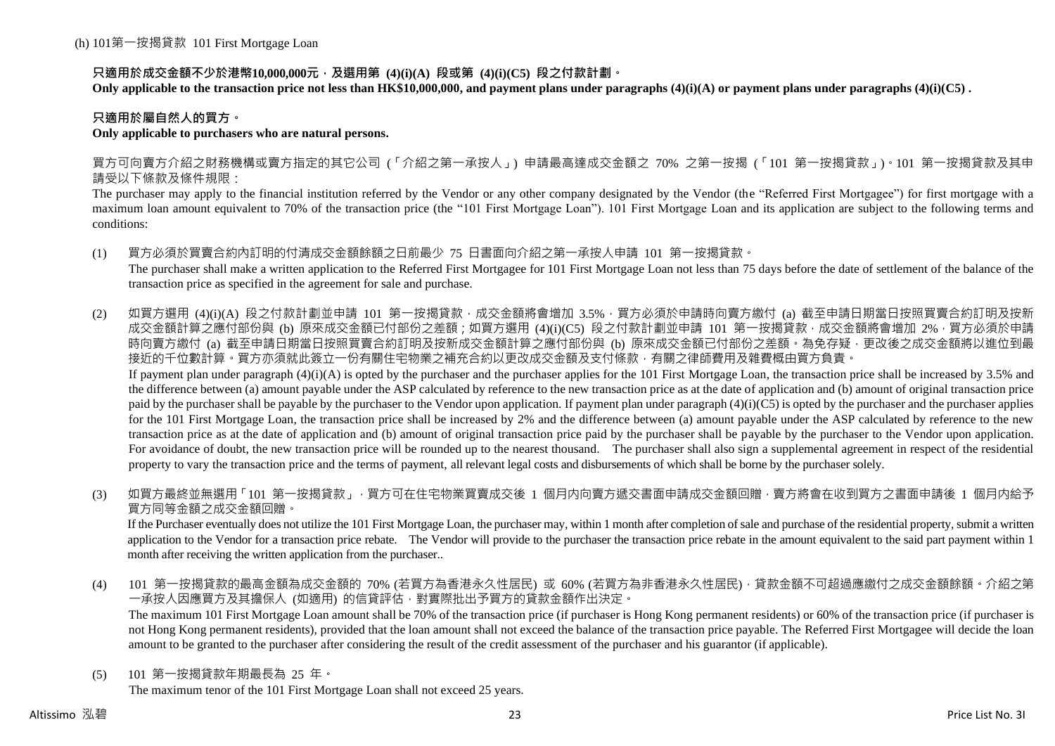(h) 101第一按揭貸款 101 First Mortgage Loan

**只適用於成交金額不少於港幣10,000,000元，及選用第 (4)(i)(A) 段或第 (4)(i)(C5) 段之付款計劃。**
**Only applicable to the transaction price not less than HK$10,000,000, and payment plans under paragraphs (4)(i)(A) or payment plans under paragraphs (4)(i)(C5) .**

**只適用於屬自然人的買方。**
**Only applicable to purchasers who are natural persons.**

買方可向賣方介紹之財務機構或賣方指定的其它公司 (「介紹之第一承按人」) 申請最高達成交金額之 70% 之第一按揭 (「101 第一按揭貸款」)。101 第一按揭貸款及其申請受以下條款及條件規限：
The purchaser may apply to the financial institution referred by the Vendor or any other company designated by the Vendor (the "Referred First Mortgagee") for first mortgage with a maximum loan amount equivalent to 70% of the transaction price (the "101 First Mortgage Loan"). 101 First Mortgage Loan and its application are subject to the following terms and conditions:

(1) 買方必須於買賣合約內訂明的付清成交金額餘額之日前最少 75 日書面向介紹之第一承按人申請 101 第一按揭貸款。
The purchaser shall make a written application to the Referred First Mortgagee for 101 First Mortgage Loan not less than 75 days before the date of settlement of the balance of the transaction price as specified in the agreement for sale and purchase.

(2) 如買方選用 (4)(i)(A) 段之付款計劃並申請 101 第一按揭貸款，成交金額將會增加 3.5%，買方必須於申請時向賣方繳付 (a) 截至申請日期當日按照買賣合約訂明及按新成交金額計算之應付部份與 (b) 原來成交金額已付部份之差額；如買方選用 (4)(i)(C5) 段之付款計劃並申請 101 第一按揭貸款，成交金額將會增加 2%，買方必須於申請時向賣方繳付 (a) 截至申請日期當日按照買賣合約訂明及按新成交金額計算之應付部份與 (b) 原來成交金額已付部份之差額。為免存疑，更改後之成交金額將以進位到最接近的千位數計算。買方亦須就此簽立一份有關住宅物業之補充合約以更改成交金額及支付條款，有關之律師費用及雜費概由買方負責。
If payment plan under paragraph (4)(i)(A) is opted by the purchaser and the purchaser applies for the 101 First Mortgage Loan, the transaction price shall be increased by 3.5% and the difference between (a) amount payable under the ASP calculated by reference to the new transaction price as at the date of application and (b) amount of original transaction price paid by the purchaser shall be payable by the purchaser to the Vendor upon application. If payment plan under paragraph (4)(i)(C5) is opted by the purchaser and the purchaser applies for the 101 First Mortgage Loan, the transaction price shall be increased by 2% and the difference between (a) amount payable under the ASP calculated by reference to the new transaction price as at the date of application and (b) amount of original transaction price paid by the purchaser shall be payable by the purchaser to the Vendor upon application. For avoidance of doubt, the new transaction price will be rounded up to the nearest thousand. The purchaser shall also sign a supplemental agreement in respect of the residential property to vary the transaction price and the terms of payment, all relevant legal costs and disbursements of which shall be borne by the purchaser solely.

(3) 如買方最終並無選用「101 第一按揭貸款」，買方可在住宅物業買賣成交後 1 個月內向賣方遞交書面申請成交金額回贈，賣方將會在收到買方之書面申請後 1 個月內給予買方同等金額之成交金額回贈。
If the Purchaser eventually does not utilize the 101 First Mortgage Loan, the purchaser may, within 1 month after completion of sale and purchase of the residential property, submit a written application to the Vendor for a transaction price rebate. The Vendor will provide to the purchaser the transaction price rebate in the amount equivalent to the said part payment within 1 month after receiving the written application from the purchaser..

(4) 101 第一按揭貸款的最高金額為成交金額的 70% (若買方為香港永久性居民) 或 60% (若買方為非香港永久性居民)，貸款金額不可超過應繳付之成交金額餘額。介紹之第一承按人因應買方及其擔保人 (如適用) 的信貸評估，對實際批出予買方的貸款金額作出決定。
The maximum 101 First Mortgage Loan amount shall be 70% of the transaction price (if purchaser is Hong Kong permanent residents) or 60% of the transaction price (if purchaser is not Hong Kong permanent residents), provided that the loan amount shall not exceed the balance of the transaction price payable. The Referred First Mortgagee will decide the loan amount to be granted to the purchaser after considering the result of the credit assessment of the purchaser and his guarantor (if applicable).

(5) 101 第一按揭貸款年期最長為 25 年。
The maximum tenor of the 101 First Mortgage Loan shall not exceed 25 years.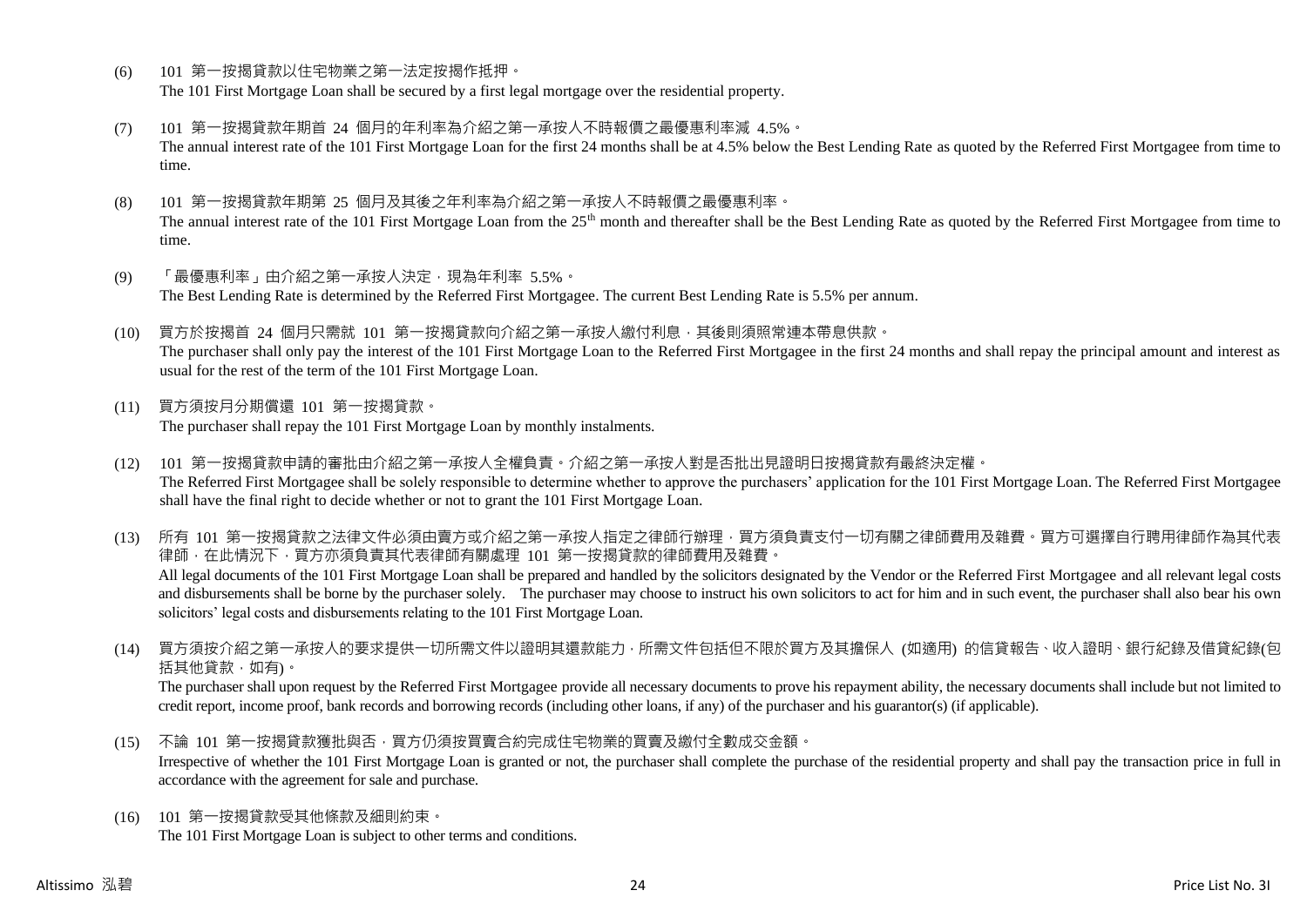(6) 101 第一按揭貸款以住宅物業之第一法定按揭作抵押。
The 101 First Mortgage Loan shall be secured by a first legal mortgage over the residential property.

(7) 101 第一按揭貸款年期首 24 個月的年利率為介紹之第一承按人不時報價之最優惠利率減 4.5%。
The annual interest rate of the 101 First Mortgage Loan for the first 24 months shall be at 4.5% below the Best Lending Rate as quoted by the Referred First Mortgagee from time to time.

(8) 101 第一按揭貸款年期第 25 個月及其後之年利率為介紹之第一承按人不時報價之最優惠利率。
The annual interest rate of the 101 First Mortgage Loan from the 25th month and thereafter shall be the Best Lending Rate as quoted by the Referred First Mortgagee from time to time.

(9) 「最優惠利率」由介紹之第一承按人決定，現為年利率 5.5%。
The Best Lending Rate is determined by the Referred First Mortgagee. The current Best Lending Rate is 5.5% per annum.

(10) 買方於按揭首 24 個月只需就 101 第一按揭貸款向介紹之第一承按人繳付利息，其後則須照常連本帶息供款。
The purchaser shall only pay the interest of the 101 First Mortgage Loan to the Referred First Mortgagee in the first 24 months and shall repay the principal amount and interest as usual for the rest of the term of the 101 First Mortgage Loan.

(11) 買方須按月分期償還 101 第一按揭貸款。
The purchaser shall repay the 101 First Mortgage Loan by monthly instalments.

(12) 101 第一按揭貸款申請的審批由介紹之第一承按人全權負責。介紹之第一承按人對是否批出見證明日按揭貸款有最終決定權。
The Referred First Mortgagee shall be solely responsible to determine whether to approve the purchasers' application for the 101 First Mortgage Loan. The Referred First Mortgagee shall have the final right to decide whether or not to grant the 101 First Mortgage Loan.

(13) 所有 101 第一按揭貸款之法律文件必須由賣方或介紹之第一承按人指定之律師行辦理，買方須負責支付一切有關之律師費用及雜費。買方可選擇自行聘用律師作為其代表律師，在此情況下，買方亦須負責其代表律師有關處理 101 第一按揭貸款的律師費用及雜費。
All legal documents of the 101 First Mortgage Loan shall be prepared and handled by the solicitors designated by the Vendor or the Referred First Mortgagee and all relevant legal costs and disbursements shall be borne by the purchaser solely. The purchaser may choose to instruct his own solicitors to act for him and in such event, the purchaser shall also bear his own solicitors' legal costs and disbursements relating to the 101 First Mortgage Loan.

(14) 買方須按介紹之第一承按人的要求提供一切所需文件以證明其還款能力，所需文件包括但不限於買方及其擔保人 (如適用) 的信貸報告、收入證明、銀行紀錄及借貸紀錄(包括其他貸款，如有)。
The purchaser shall upon request by the Referred First Mortgagee provide all necessary documents to prove his repayment ability, the necessary documents shall include but not limited to credit report, income proof, bank records and borrowing records (including other loans, if any) of the purchaser and his guarantor(s) (if applicable).

(15) 不論 101 第一按揭貸款獲批與否，買方仍須按買賣合約完成住宅物業的買賣及繳付全數成交金額。
Irrespective of whether the 101 First Mortgage Loan is granted or not, the purchaser shall complete the purchase of the residential property and shall pay the transaction price in full in accordance with the agreement for sale and purchase.

(16) 101 第一按揭貸款受其他條款及細則約束。
The 101 First Mortgage Loan is subject to other terms and conditions.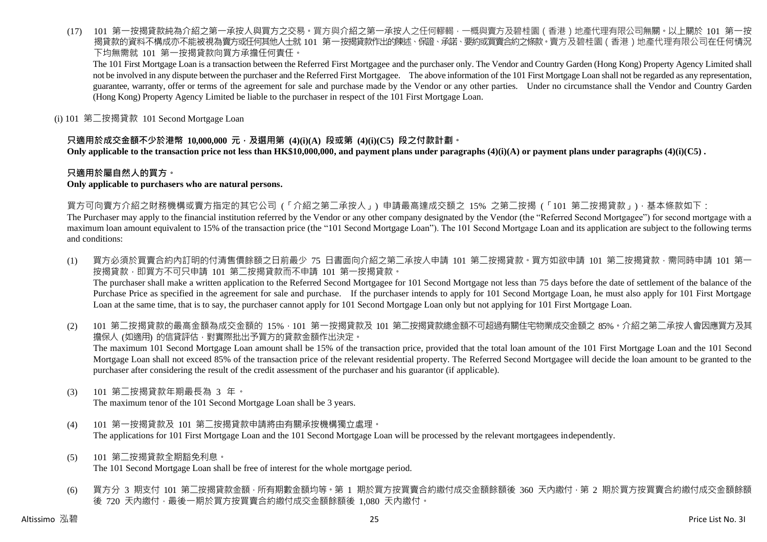(17) 101 第一按揭貸款純為介紹之第一承按人與買方之交易。買方與介紹之第一承按人之任何轇輵，一概與賣方及碧桂園（香港）地產代理有限公司無關。以上關於 101 第一按揭貸款的資料不構成亦不能被視為賣方或任何其他人士就 101 第一按揭貸款作出的陳述、保證、承諾、要約或買賣合約之條款。賣方及碧桂園（香港）地產代理有限公司在任何情況下均無需就 101 第一按揭貸款向買方承擔任何責任。

The 101 First Mortgage Loan is a transaction between the Referred First Mortgagee and the purchaser only. The Vendor and Country Garden (Hong Kong) Property Agency Limited shall not be involved in any dispute between the purchaser and the Referred First Mortgagee. The above information of the 101 First Mortgage Loan shall not be regarded as any representation, guarantee, warranty, offer or terms of the agreement for sale and purchase made by the Vendor or any other parties. Under no circumstance shall the Vendor and Country Garden (Hong Kong) Property Agency Limited be liable to the purchaser in respect of the 101 First Mortgage Loan.

(i) 101 第二按揭貸款 101 Second Mortgage Loan

**只適用於成交金額不少於港幣 10,000,000 元，及選用第 (4)(i)(A) 段或第 (4)(i)(C5) 段之付款計劃。**
**Only applicable to the transaction price not less than HK$10,000,000, and payment plans under paragraphs (4)(i)(A) or payment plans under paragraphs (4)(i)(C5) .**

**只適用於屬自然人的買方。**
**Only applicable to purchasers who are natural persons.**

買方可向賣方介紹之財務機構或賣方指定的其它公司 (「介紹之第二承按人」) 申請最高達成交額之 15% 之第二按揭 (「101 第二按揭貸款」)，基本條款如下：
The Purchaser may apply to the financial institution referred by the Vendor or any other company designated by the Vendor (the "Referred Second Mortgagee") for second mortgage with a maximum loan amount equivalent to 15% of the transaction price (the "101 Second Mortgage Loan"). The 101 Second Mortgage Loan and its application are subject to the following terms and conditions:

(1) 買方必須於買賣合約內訂明的付清售價餘額之日前最少 75 日書面向介紹之第二承按人申請 101 第二按揭貸款。買方如欲申請 101 第二按揭貸款，需同時申請 101 第一按揭貸款，即買方不可只申請 101 第二按揭貸款而不申請 101 第一按揭貸款。
The purchaser shall make a written application to the Referred Second Mortgagee for 101 Second Mortgage not less than 75 days before the date of settlement of the balance of the Purchase Price as specified in the agreement for sale and purchase. If the purchaser intends to apply for 101 Second Mortgage Loan, he must also apply for 101 First Mortgage Loan at the same time, that is to say, the purchaser cannot apply for 101 Second Mortgage Loan only but not applying for 101 First Mortgage Loan.

(2) 101 第二按揭貸款的最高金額為成交金額的 15%，101 第一按揭貸款及 101 第二按揭貸款總金額不可超過有關住宅物業成交金額之 85%。介紹之第二承按人會因應買方及其擔保人 (如適用) 的信貸評估，對實際批出予買方的貸款金額作出決定。
The maximum 101 Second Mortgage Loan amount shall be 15% of the transaction price, provided that the total loan amount of the 101 First Mortgage Loan and the 101 Second Mortgage Loan shall not exceed 85% of the transaction price of the relevant residential property. The Referred Second Mortgagee will decide the loan amount to be granted to the purchaser after considering the result of the credit assessment of the purchaser and his guarantor (if applicable).

(3) 101 第二按揭貸款年期最長為 3 年。
The maximum tenor of the 101 Second Mortgage Loan shall be 3 years.

(4) 101 第一按揭貸款及 101 第二按揭貸款申請將由有關承按機構獨立處理。
The applications for 101 First Mortgage Loan and the 101 Second Mortgage Loan will be processed by the relevant mortgagees independently.

(5) 101 第二按揭貸款全期豁免利息。
The 101 Second Mortgage Loan shall be free of interest for the whole mortgage period.

(6) 買方分 3 期支付 101 第二按揭貸款金額，所有期數金額均等。第 1 期於買方按買賣合約繳付成交金額餘額後 360 天內繳付，第 2 期於買方按買賣合約繳付成交金額餘額後 720 天內繳付，最後一期於買方按買賣合約繳付成交金額餘額後 1,080 天內繳付。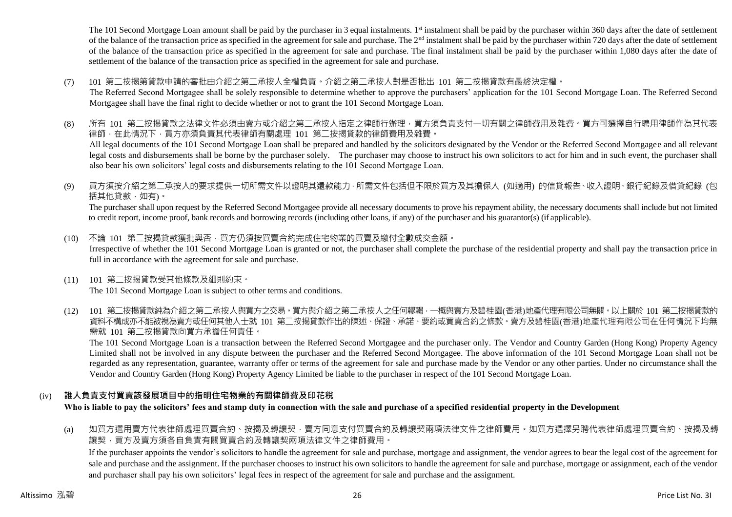The 101 Second Mortgage Loan amount shall be paid by the purchaser in 3 equal instalments. 1st instalment shall be paid by the purchaser within 360 days after the date of settlement of the balance of the transaction price as specified in the agreement for sale and purchase. The 2nd instalment shall be paid by the purchaser within 720 days after the date of settlement of the balance of the transaction price as specified in the agreement for sale and purchase. The final instalment shall be paid by the purchaser within 1,080 days after the date of settlement of the balance of the transaction price as specified in the agreement for sale and purchase.

(7) 101 第二按揭第貸款申請的審批由介紹之第二承按人全權負責。介紹之第二承按人對是否批出 101 第二按揭貸款有最終決定權。
The Referred Second Mortgagee shall be solely responsible to determine whether to approve the purchasers' application for the 101 Second Mortgage Loan. The Referred Second Mortgagee shall have the final right to decide whether or not to grant the 101 Second Mortgage Loan.

(8) 所有 101 第二按揭貸款之法律文件必須由賣方或介紹之第二承按人指定之律師行辦理，買方須負責支付一切有關之律師費用及雜費。買方可選擇自行聘用律師作為其代表律師，在此情況下，買方亦須負責其代表律師有關處理 101 第二按揭貸款的律師費用及雜費。
All legal documents of the 101 Second Mortgage Loan shall be prepared and handled by the solicitors designated by the Vendor or the Referred Second Mortgagee and all relevant legal costs and disbursements shall be borne by the purchaser solely. The purchaser may choose to instruct his own solicitors to act for him and in such event, the purchaser shall also bear his own solicitors' legal costs and disbursements relating to the 101 Second Mortgage Loan.

(9) 買方須按介紹之第二承按人的要求提供一切所需文件以證明其還款能力，所需文件包括但不限於買方及其擔保人 (如適用) 的信貸報告、收入證明、銀行紀錄及借貸紀錄 (包括其他貸款，如有)。
The purchaser shall upon request by the Referred Second Mortgagee provide all necessary documents to prove his repayment ability, the necessary documents shall include but not limited to credit report, income proof, bank records and borrowing records (including other loans, if any) of the purchaser and his guarantor(s) (if applicable).

(10) 不論 101 第二按揭貸款獲批與否，買方仍須按買賣合約完成住宅物業的買賣及繳付全數成交金額。
Irrespective of whether the 101 Second Mortgage Loan is granted or not, the purchaser shall complete the purchase of the residential property and shall pay the transaction price in full in accordance with the agreement for sale and purchase.

(11) 101 第二按揭貸款受其他條款及細則約束。
The 101 Second Mortgage Loan is subject to other terms and conditions.

(12) 101 第二按揭貸款純為介紹之第二承按人與買方之交易。買方與介紹之第二承按人之任何轇轕，一概與賣方及碧桂園(香港)地產代理有限公司無關。以上關於 101 第二按揭貸款的資料不構成亦不能被視為賣方或任何其他人士就 101 第二按揭貸款作出的陳述、保證、承諾、要約或買賣合約之條款。賣方及碧桂園(香港)地產代理有限公司在任何情況下均無需就 101 第二按揭貸款向買方承擔任何責任。
The 101 Second Mortgage Loan is a transaction between the Referred Second Mortgagee and the purchaser only. The Vendor and Country Garden (Hong Kong) Property Agency Limited shall not be involved in any dispute between the purchaser and the Referred Second Mortgagee. The above information of the 101 Second Mortgage Loan shall not be regarded as any representation, guarantee, warranty offer or terms of the agreement for sale and purchase made by the Vendor or any other parties. Under no circumstance shall the Vendor and Country Garden (Hong Kong) Property Agency Limited be liable to the purchaser in respect of the 101 Second Mortgage Loan.

### (iv) 誰人負責支付買賣該發展項目中的指明住宅物業的有關律師費及印花稅
**Who is liable to pay the solicitors' fees and stamp duty in connection with the sale and purchase of a specified residential property in the Development**

(a) 如買方選用賣方代表律師處理買賣合約、按揭及轉讓契，賣方同意支付買賣合約及轉讓契兩項法律文件之律師費用。如買方選擇另聘代表律師處理買賣合約、按揭及轉讓契，買方及賣方須各自負責有關買賣合約及轉讓契兩項法律文件之律師費用。
If the purchaser appoints the vendor's solicitors to handle the agreement for sale and purchase, mortgage and assignment, the vendor agrees to bear the legal cost of the agreement for sale and purchase and the assignment. If the purchaser chooses to instruct his own solicitors to handle the agreement for sale and purchase, mortgage or assignment, each of the vendor and purchaser shall pay his own solicitors' legal fees in respect of the agreement for sale and purchase and the assignment.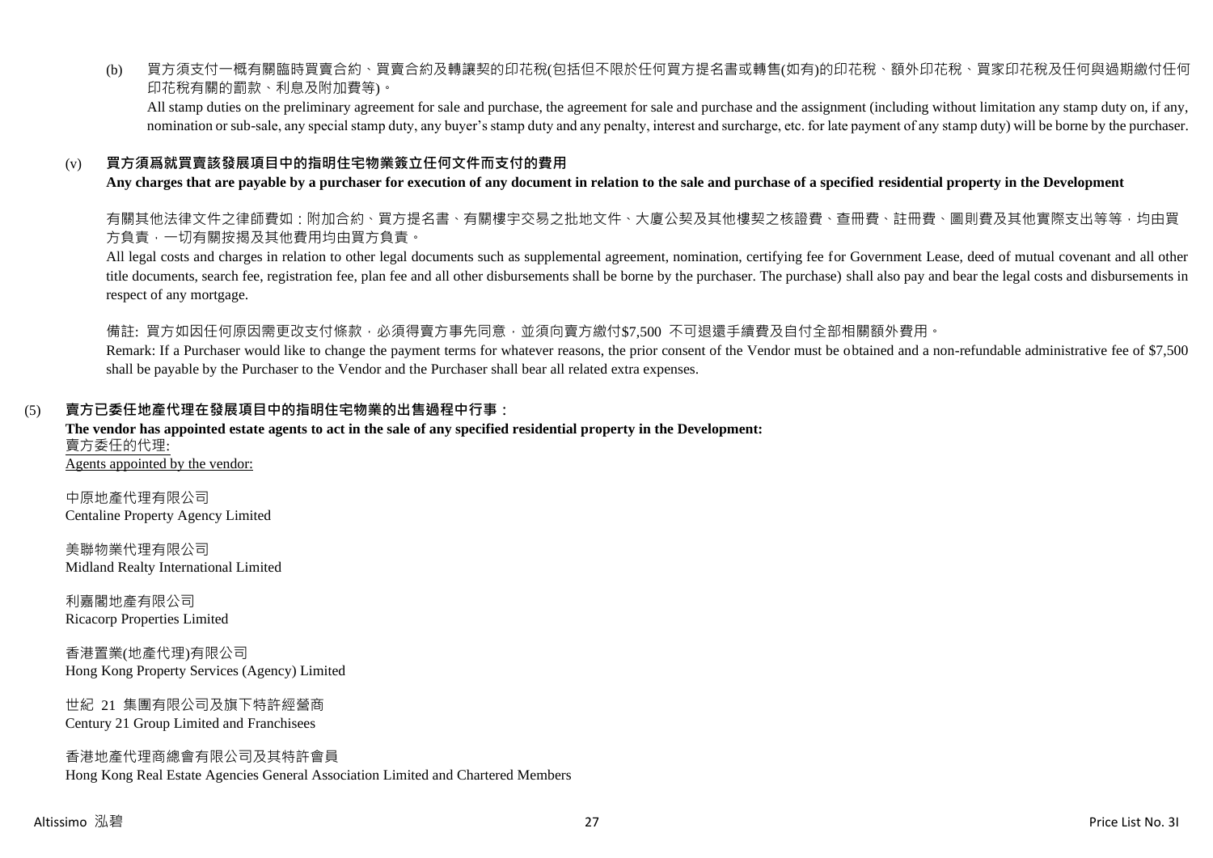(b) 買方須支付一概有關臨時買賣合約、買賣合約及轉讓契的印花稅(包括但不限於任何買方提名書或轉售(如有)的印花稅、額外印花稅、買家印花稅及任何與過期繳付任何印花稅有關的罰款、利息及附加費等)。

All stamp duties on the preliminary agreement for sale and purchase, the agreement for sale and purchase and the assignment (including without limitation any stamp duty on, if any, nomination or sub-sale, any special stamp duty, any buyer's stamp duty and any penalty, interest and surcharge, etc. for late payment of any stamp duty) will be borne by the purchaser.

### (v) 買方須爲就買賣該發展項目中的指明住宅物業簽立任何文件而支付的費用

**Any charges that are payable by a purchaser for execution of any document in relation to the sale and purchase of a specified residential property in the Development**

有關其他法律文件之律師費如：附加合約、買方提名書、有關樓宇交易之批地文件、大廈公契及其他樓契之核證費、查冊費、註冊費、圖則費及其他實際支出等等，均由買方負責，一切有關按揭及其他費用均由買方負責。

All legal costs and charges in relation to other legal documents such as supplemental agreement, nomination, certifying fee for Government Lease, deed of mutual covenant and all other title documents, search fee, registration fee, plan fee and all other disbursements shall be borne by the purchaser. The purchase) shall also pay and bear the legal costs and disbursements in respect of any mortgage.

備註: 買方如因任何原因需更改支付條款，必須得賣方事先同意，並須向賣方繳付$7,500 不可退還手續費及自付全部相關額外費用。

Remark: If a Purchaser would like to change the payment terms for whatever reasons, the prior consent of the Vendor must be obtained and a non-refundable administrative fee of $7,500 shall be payable by the Purchaser to the Vendor and the Purchaser shall bear all related extra expenses.

## (5) 賣方已委任地產代理在發展項目中的指明住宅物業的出售過程中行事：

**The vendor has appointed estate agents to act in the sale of any specified residential property in the Development:**

賣方委任的代理:

Agents appointed by the vendor:

中原地產代理有限公司
Centaline Property Agency Limited

美聯物業代理有限公司
Midland Realty International Limited

利嘉閣地產有限公司
Ricacorp Properties Limited

香港置業(地產代理)有限公司
Hong Kong Property Services (Agency) Limited

世紀 21 集團有限公司及旗下特許經營商
Century 21 Group Limited and Franchisees

香港地產代理商總會有限公司及其特許會員
Hong Kong Real Estate Agencies General Association Limited and Chartered Members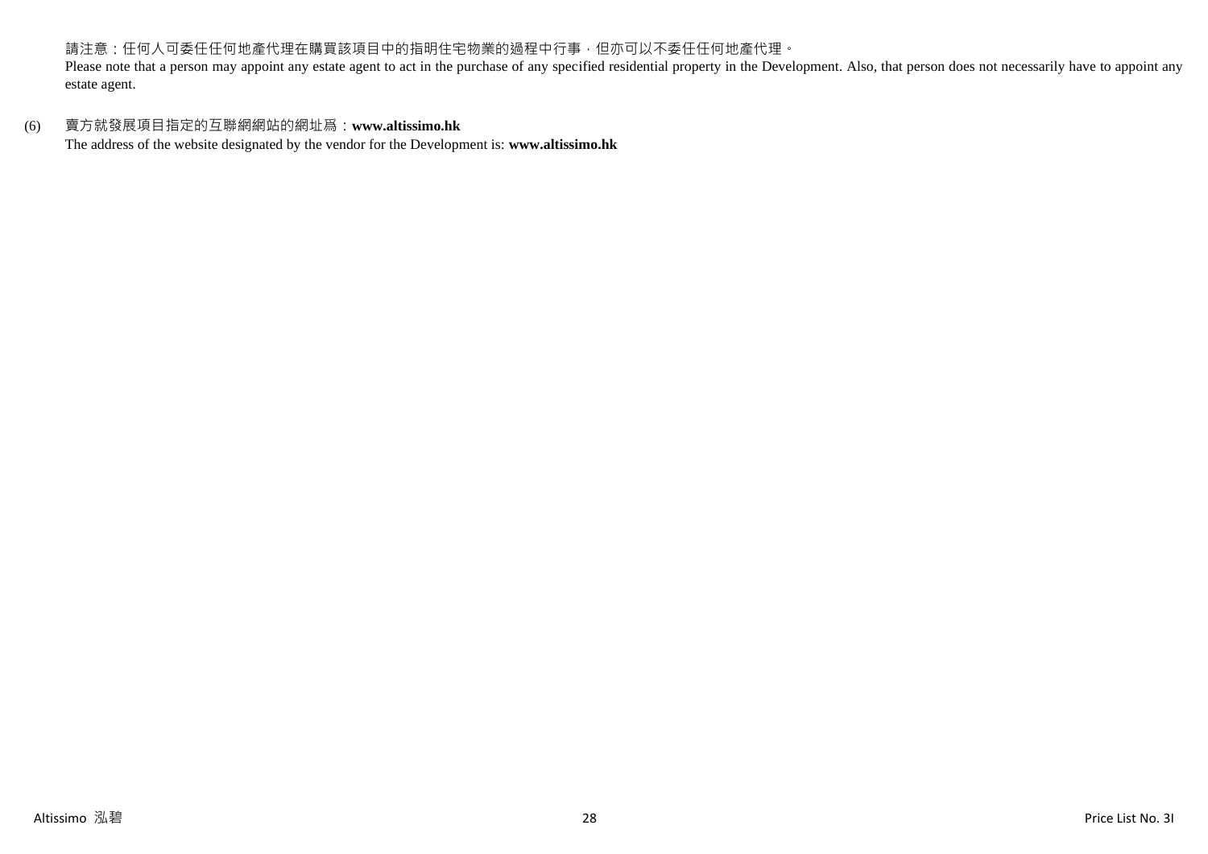請注意：任何人可委任任何地產代理在購買該項目中的指明住宅物業的過程中行事，但亦可以不委任任何地產代理。

Please note that a person may appoint any estate agent to act in the purchase of any specified residential property in the Development. Also, that person does not necessarily have to appoint any estate agent.

(6) 賣方就發展項目指定的互聯網網站的網址爲：**www.altissimo.hk**

The address of the website designated by the vendor for the Development is: **www.altissimo.hk**